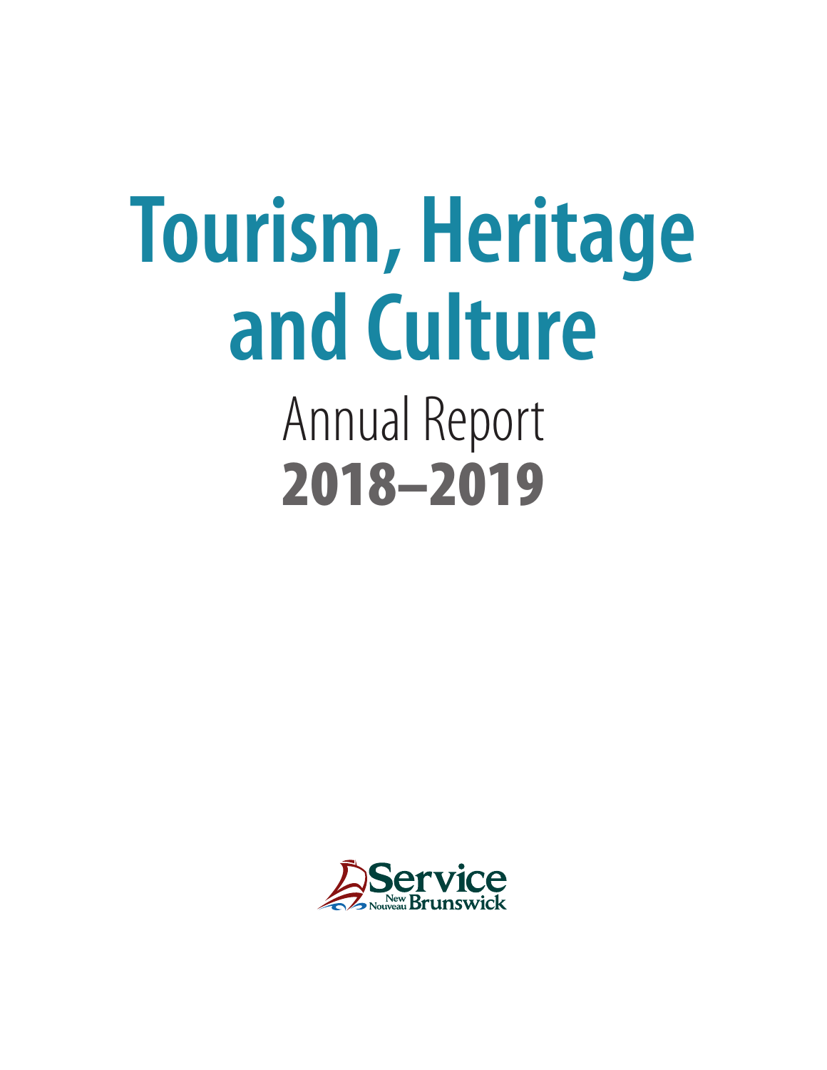# Tourism, Heritage and Culture

## Annual Report

## 2018–2019

Service New Nouveau Brunswick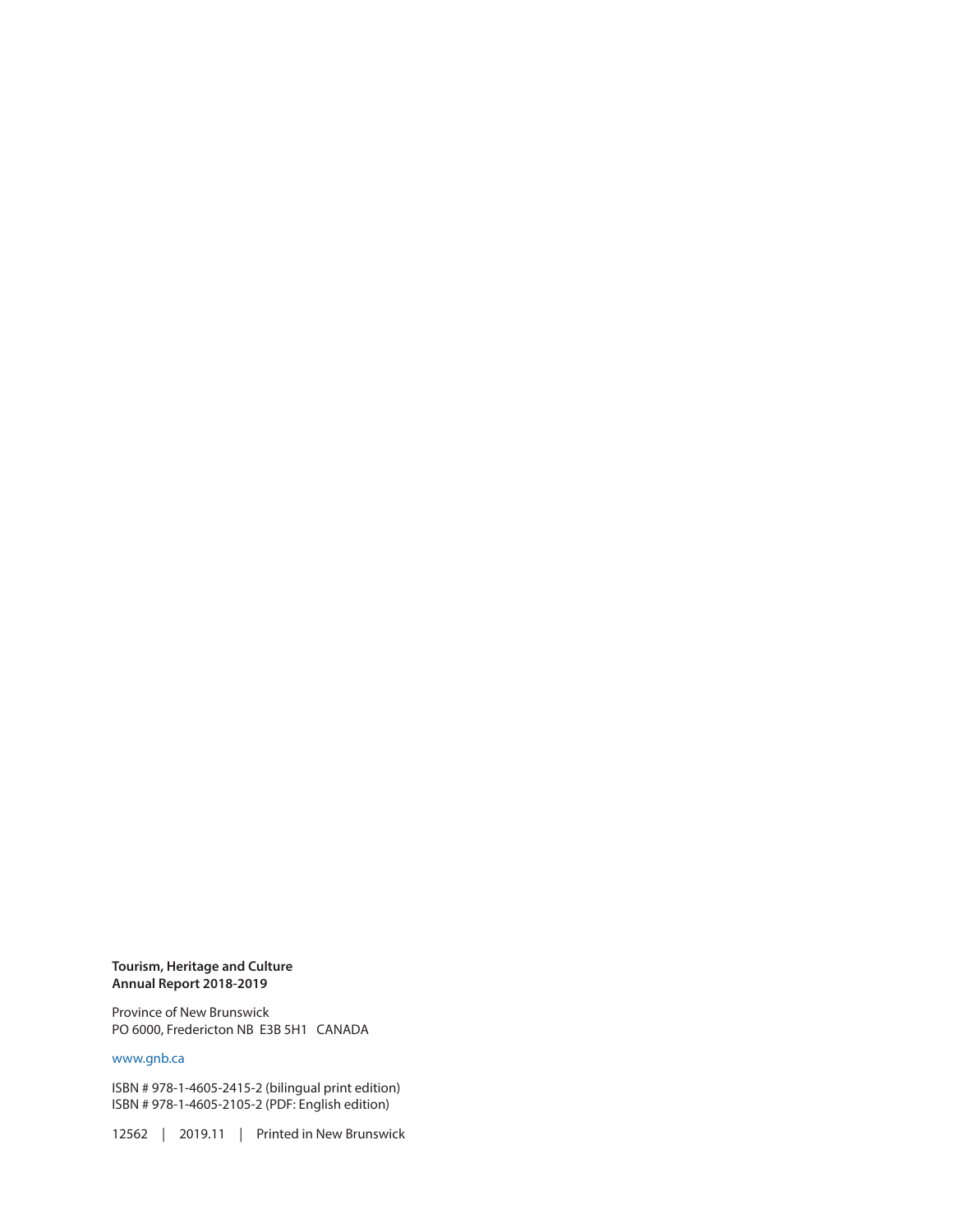**Tourism, Heritage and Culture**
**Annual Report 2018-2019**

Province of New Brunswick
PO 6000, Fredericton NB E3B 5H1 CANADA

www.gnb.ca

ISBN # 978-1-4605-2415-2 (bilingual print edition)
ISBN # 978-1-4605-2105-2 (PDF: English edition)

12562 | 2019.11 | Printed in New Brunswick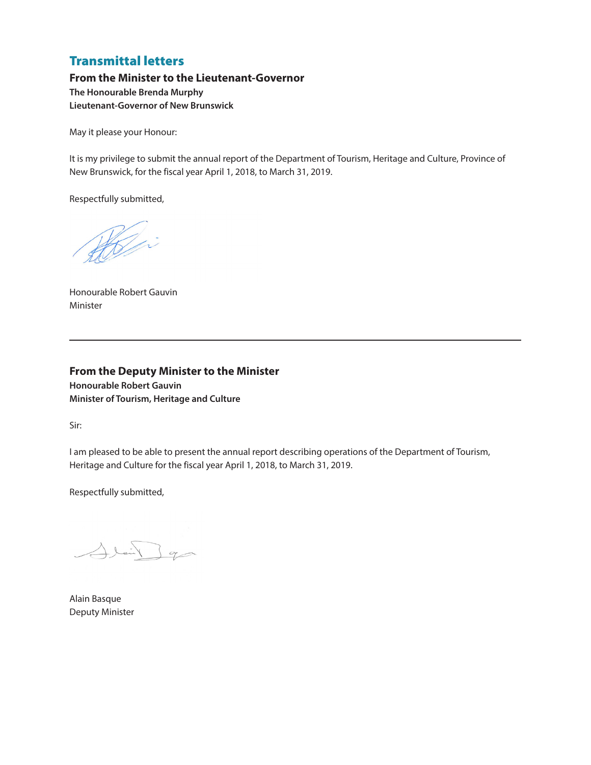# Transmittal letters

## From the Minister to the Lieutenant-Governor

**The Honourable Brenda Murphy**
**Lieutenant-Governor of New Brunswick**

May it please your Honour:

It is my privilege to submit the annual report of the Department of Tourism, Heritage and Culture, Province of New Brunswick, for the fiscal year April 1, 2018, to March 31, 2019.

Respectfully submitted,

Honourable Robert Gauvin
Minister

---

## From the Deputy Minister to the Minister

**Honourable Robert Gauvin**
**Minister of Tourism, Heritage and Culture**

Sir:

I am pleased to be able to present the annual report describing operations of the Department of Tourism, Heritage and Culture for the fiscal year April 1, 2018, to March 31, 2019.

Respectfully submitted,

Alain Basque
Deputy Minister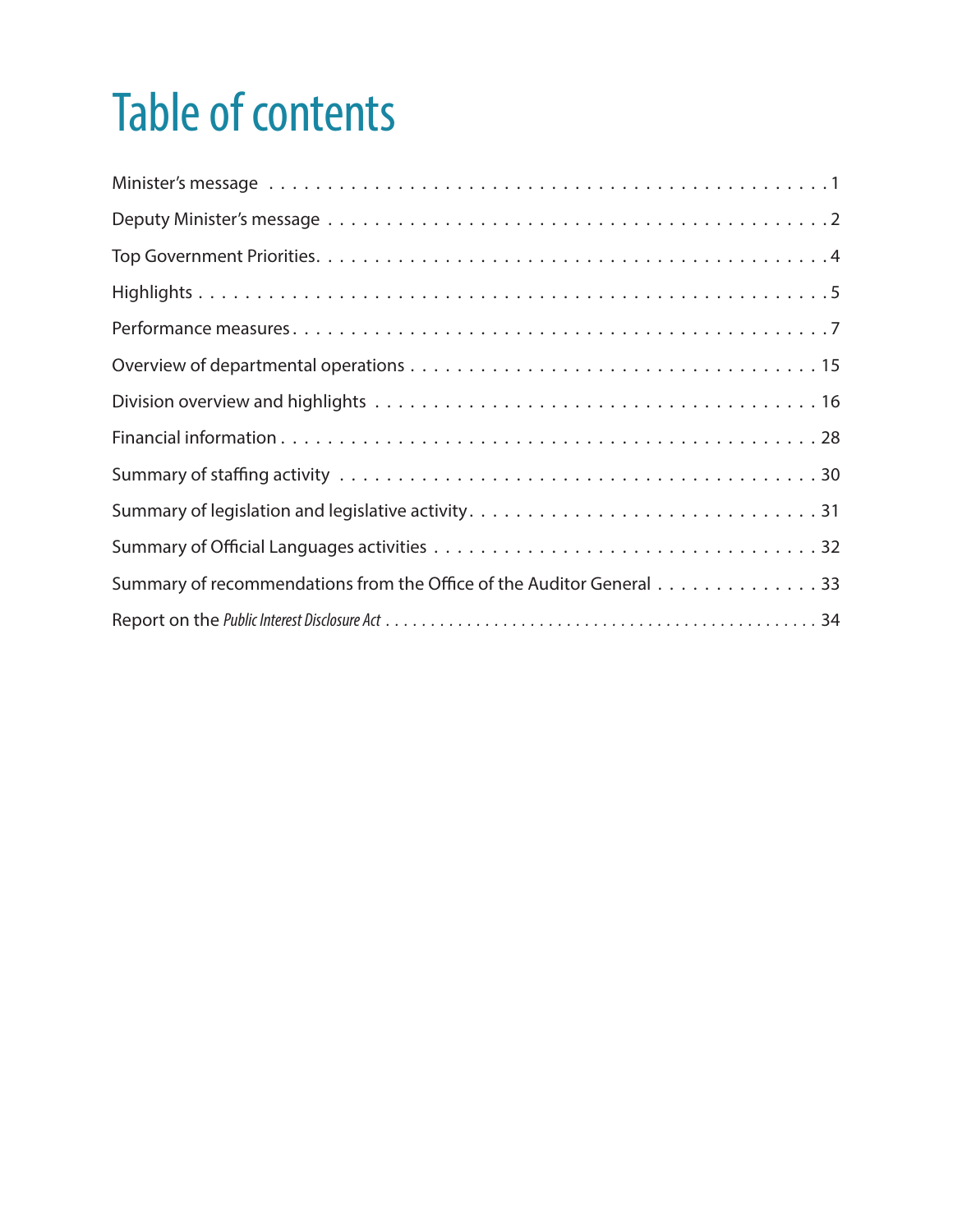# Table of contents

Minister's message . . . . . . . . . . . . . . . . . . . . . . . . . . . . . . . . . . . . . . . . . . . . 1

Deputy Minister's message . . . . . . . . . . . . . . . . . . . . . . . . . . . . . . . . . . . . . . . 2

Top Government Priorities . . . . . . . . . . . . . . . . . . . . . . . . . . . . . . . . . . . . . . . 4

Highlights . . . . . . . . . . . . . . . . . . . . . . . . . . . . . . . . . . . . . . . . . . . . . . . . 5

Performance measures . . . . . . . . . . . . . . . . . . . . . . . . . . . . . . . . . . . . . . . . . 7

Overview of departmental operations . . . . . . . . . . . . . . . . . . . . . . . . . . . . . . . . 15

Division overview and highlights . . . . . . . . . . . . . . . . . . . . . . . . . . . . . . . . . . 16

Financial information . . . . . . . . . . . . . . . . . . . . . . . . . . . . . . . . . . . . . . . . . 28

Summary of staffing activity . . . . . . . . . . . . . . . . . . . . . . . . . . . . . . . . . . . . 30

Summary of legislation and legislative activity . . . . . . . . . . . . . . . . . . . . . . . . . . 31

Summary of Official Languages activities . . . . . . . . . . . . . . . . . . . . . . . . . . . . . 32

Summary of recommendations from the Office of the Auditor General . . . . . . . . . . . . . 33

Report on the *Public Interest Disclosure Act* . . . . . . . . . . . . . . . . . . . . . . . . . . 34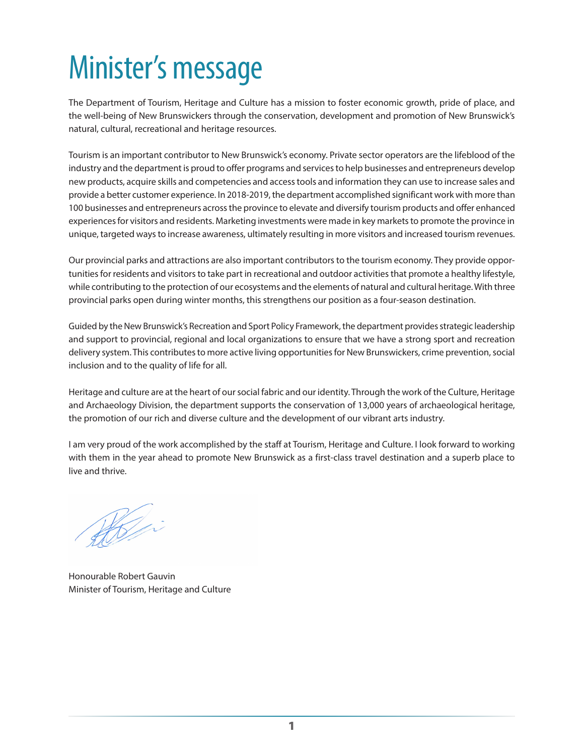# Minister's message

The Department of Tourism, Heritage and Culture has a mission to foster economic growth, pride of place, and the well-being of New Brunswickers through the conservation, development and promotion of New Brunswick's natural, cultural, recreational and heritage resources.

Tourism is an important contributor to New Brunswick's economy. Private sector operators are the lifeblood of the industry and the department is proud to offer programs and services to help businesses and entrepreneurs develop new products, acquire skills and competencies and access tools and information they can use to increase sales and provide a better customer experience. In 2018-2019, the department accomplished significant work with more than 100 businesses and entrepreneurs across the province to elevate and diversify tourism products and offer enhanced experiences for visitors and residents. Marketing investments were made in key markets to promote the province in unique, targeted ways to increase awareness, ultimately resulting in more visitors and increased tourism revenues.

Our provincial parks and attractions are also important contributors to the tourism economy. They provide opportunities for residents and visitors to take part in recreational and outdoor activities that promote a healthy lifestyle, while contributing to the protection of our ecosystems and the elements of natural and cultural heritage. With three provincial parks open during winter months, this strengthens our position as a four-season destination.

Guided by the New Brunswick's Recreation and Sport Policy Framework, the department provides strategic leadership and support to provincial, regional and local organizations to ensure that we have a strong sport and recreation delivery system. This contributes to more active living opportunities for New Brunswickers, crime prevention, social inclusion and to the quality of life for all.

Heritage and culture are at the heart of our social fabric and our identity. Through the work of the Culture, Heritage and Archaeology Division, the department supports the conservation of 13,000 years of archaeological heritage, the promotion of our rich and diverse culture and the development of our vibrant arts industry.

I am very proud of the work accomplished by the staff at Tourism, Heritage and Culture. I look forward to working with them in the year ahead to promote New Brunswick as a first-class travel destination and a superb place to live and thrive.

Honourable Robert Gauvin
Minister of Tourism, Heritage and Culture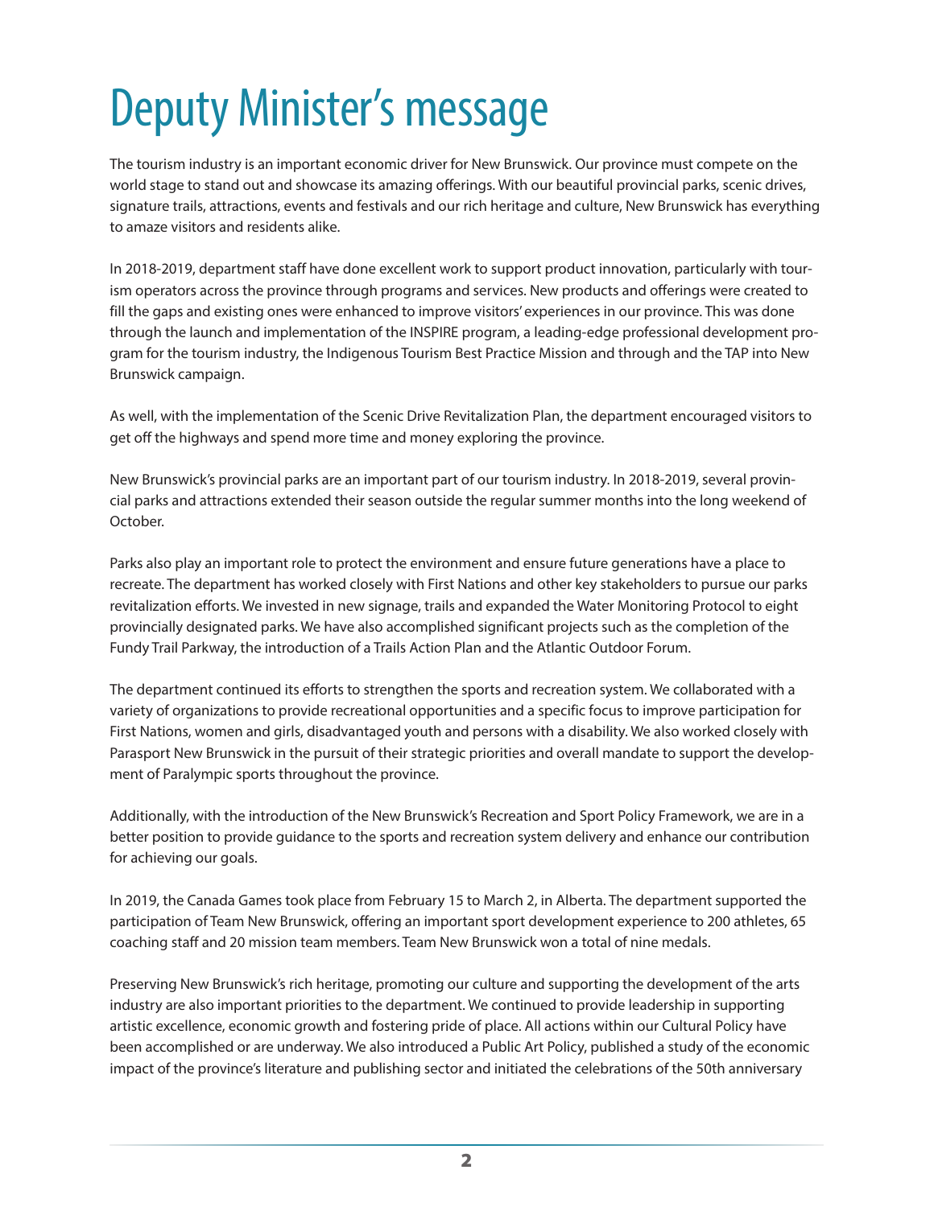# Deputy Minister's message

The tourism industry is an important economic driver for New Brunswick. Our province must compete on the world stage to stand out and showcase its amazing offerings. With our beautiful provincial parks, scenic drives, signature trails, attractions, events and festivals and our rich heritage and culture, New Brunswick has everything to amaze visitors and residents alike.

In 2018-2019, department staff have done excellent work to support product innovation, particularly with tourism operators across the province through programs and services. New products and offerings were created to fill the gaps and existing ones were enhanced to improve visitors' experiences in our province. This was done through the launch and implementation of the INSPIRE program, a leading-edge professional development program for the tourism industry, the Indigenous Tourism Best Practice Mission and through and the TAP into New Brunswick campaign.

As well, with the implementation of the Scenic Drive Revitalization Plan, the department encouraged visitors to get off the highways and spend more time and money exploring the province.

New Brunswick's provincial parks are an important part of our tourism industry. In 2018-2019, several provincial parks and attractions extended their season outside the regular summer months into the long weekend of October.

Parks also play an important role to protect the environment and ensure future generations have a place to recreate. The department has worked closely with First Nations and other key stakeholders to pursue our parks revitalization efforts. We invested in new signage, trails and expanded the Water Monitoring Protocol to eight provincially designated parks. We have also accomplished significant projects such as the completion of the Fundy Trail Parkway, the introduction of a Trails Action Plan and the Atlantic Outdoor Forum.

The department continued its efforts to strengthen the sports and recreation system. We collaborated with a variety of organizations to provide recreational opportunities and a specific focus to improve participation for First Nations, women and girls, disadvantaged youth and persons with a disability. We also worked closely with Parasport New Brunswick in the pursuit of their strategic priorities and overall mandate to support the development of Paralympic sports throughout the province.

Additionally, with the introduction of the New Brunswick's Recreation and Sport Policy Framework, we are in a better position to provide guidance to the sports and recreation system delivery and enhance our contribution for achieving our goals.

In 2019, the Canada Games took place from February 15 to March 2, in Alberta. The department supported the participation of Team New Brunswick, offering an important sport development experience to 200 athletes, 65 coaching staff and 20 mission team members. Team New Brunswick won a total of nine medals.

Preserving New Brunswick's rich heritage, promoting our culture and supporting the development of the arts industry are also important priorities to the department. We continued to provide leadership in supporting artistic excellence, economic growth and fostering pride of place. All actions within our Cultural Policy have been accomplished or are underway. We also introduced a Public Art Policy, published a study of the economic impact of the province's literature and publishing sector and initiated the celebrations of the 50th anniversary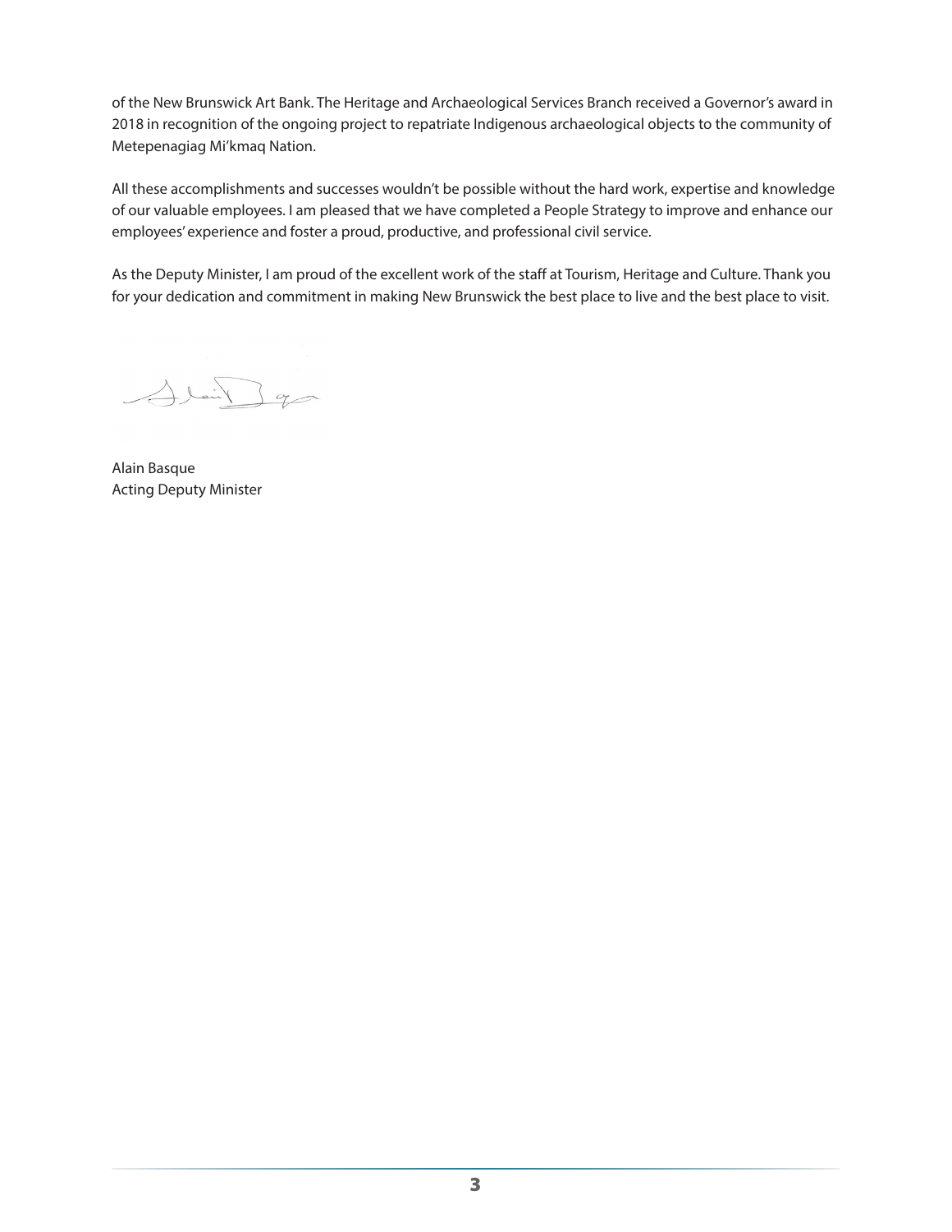of the New Brunswick Art Bank. The Heritage and Archaeological Services Branch received a Governor's award in 2018 in recognition of the ongoing project to repatriate Indigenous archaeological objects to the community of Metepenagiag Mi'kmaq Nation.

All these accomplishments and successes wouldn't be possible without the hard work, expertise and knowledge of our valuable employees. I am pleased that we have completed a People Strategy to improve and enhance our employees' experience and foster a proud, productive, and professional civil service.

As the Deputy Minister, I am proud of the excellent work of the staff at Tourism, Heritage and Culture. Thank you for your dedication and commitment in making New Brunswick the best place to live and the best place to visit.

Alain Basque
Acting Deputy Minister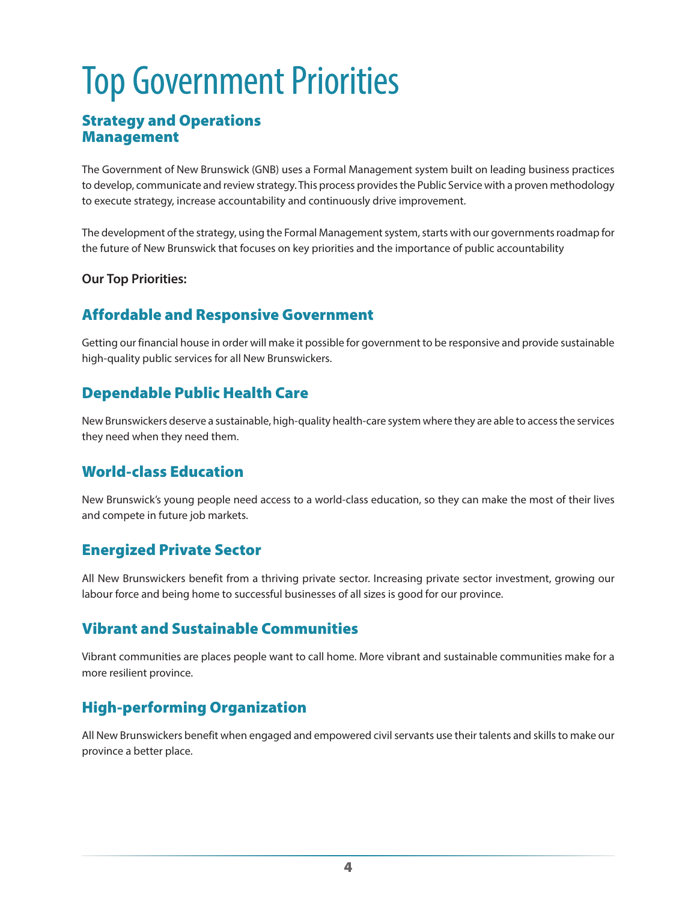# Top Government Priorities

## Strategy and Operations Management

The Government of New Brunswick (GNB) uses a Formal Management system built on leading business practices to develop, communicate and review strategy. This process provides the Public Service with a proven methodology to execute strategy, increase accountability and continuously drive improvement.

The development of the strategy, using the Formal Management system, starts with our governments roadmap for the future of New Brunswick that focuses on key priorities and the importance of public accountability

**Our Top Priorities:**

## Affordable and Responsive Government

Getting our financial house in order will make it possible for government to be responsive and provide sustainable high-quality public services for all New Brunswickers.

## Dependable Public Health Care

New Brunswickers deserve a sustainable, high-quality health-care system where they are able to access the services they need when they need them.

## World-class Education

New Brunswick's young people need access to a world-class education, so they can make the most of their lives and compete in future job markets.

## Energized Private Sector

All New Brunswickers benefit from a thriving private sector. Increasing private sector investment, growing our labour force and being home to successful businesses of all sizes is good for our province.

## Vibrant and Sustainable Communities

Vibrant communities are places people want to call home. More vibrant and sustainable communities make for a more resilient province.

## High-performing Organization

All New Brunswickers benefit when engaged and empowered civil servants use their talents and skills to make our province a better place.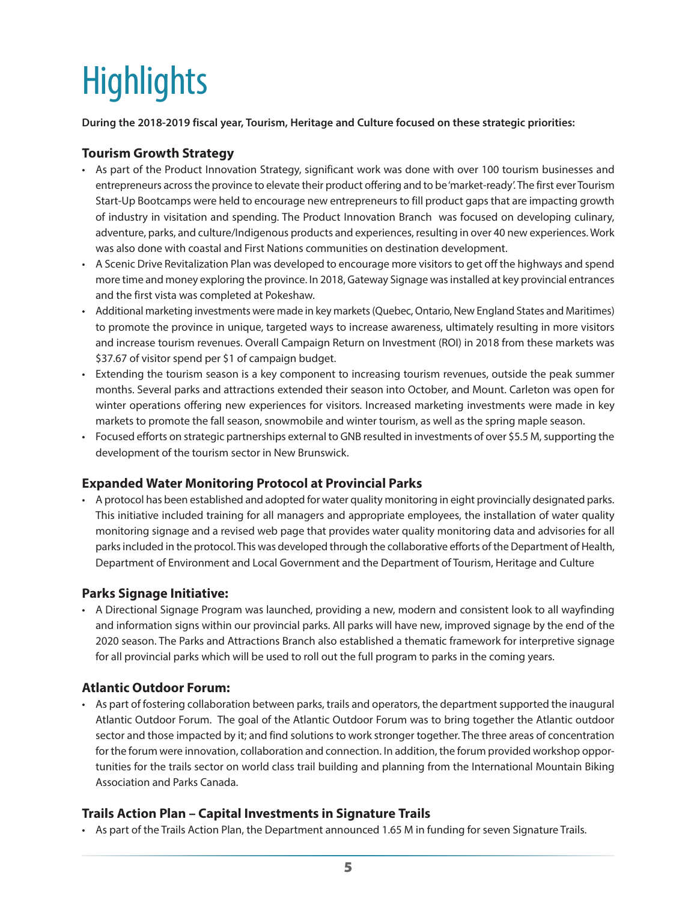# Highlights

**During the 2018-2019 fiscal year, Tourism, Heritage and Culture focused on these strategic priorities:**

## Tourism Growth Strategy

- As part of the Product Innovation Strategy, significant work was done with over 100 tourism businesses and entrepreneurs across the province to elevate their product offering and to be 'market-ready'. The first ever Tourism Start-Up Bootcamps were held to encourage new entrepreneurs to fill product gaps that are impacting growth of industry in visitation and spending. The Product Innovation Branch was focused on developing culinary, adventure, parks, and culture/Indigenous products and experiences, resulting in over 40 new experiences. Work was also done with coastal and First Nations communities on destination development.
- A Scenic Drive Revitalization Plan was developed to encourage more visitors to get off the highways and spend more time and money exploring the province. In 2018, Gateway Signage was installed at key provincial entrances and the first vista was completed at Pokeshaw.
- Additional marketing investments were made in key markets (Quebec, Ontario, New England States and Maritimes) to promote the province in unique, targeted ways to increase awareness, ultimately resulting in more visitors and increase tourism revenues. Overall Campaign Return on Investment (ROI) in 2018 from these markets was $37.67 of visitor spend per $1 of campaign budget.
- Extending the tourism season is a key component to increasing tourism revenues, outside the peak summer months. Several parks and attractions extended their season into October, and Mount. Carleton was open for winter operations offering new experiences for visitors. Increased marketing investments were made in key markets to promote the fall season, snowmobile and winter tourism, as well as the spring maple season.
- Focused efforts on strategic partnerships external to GNB resulted in investments of over $5.5 M, supporting the development of the tourism sector in New Brunswick.

## Expanded Water Monitoring Protocol at Provincial Parks

- A protocol has been established and adopted for water quality monitoring in eight provincially designated parks. This initiative included training for all managers and appropriate employees, the installation of water quality monitoring signage and a revised web page that provides water quality monitoring data and advisories for all parks included in the protocol. This was developed through the collaborative efforts of the Department of Health, Department of Environment and Local Government and the Department of Tourism, Heritage and Culture

## Parks Signage Initiative:

- A Directional Signage Program was launched, providing a new, modern and consistent look to all wayfinding and information signs within our provincial parks. All parks will have new, improved signage by the end of the 2020 season. The Parks and Attractions Branch also established a thematic framework for interpretive signage for all provincial parks which will be used to roll out the full program to parks in the coming years.

## Atlantic Outdoor Forum:

- As part of fostering collaboration between parks, trails and operators, the department supported the inaugural Atlantic Outdoor Forum. The goal of the Atlantic Outdoor Forum was to bring together the Atlantic outdoor sector and those impacted by it; and find solutions to work stronger together. The three areas of concentration for the forum were innovation, collaboration and connection. In addition, the forum provided workshop opportunities for the trails sector on world class trail building and planning from the International Mountain Biking Association and Parks Canada.

## Trails Action Plan – Capital Investments in Signature Trails

- As part of the Trails Action Plan, the Department announced 1.65 M in funding for seven Signature Trails.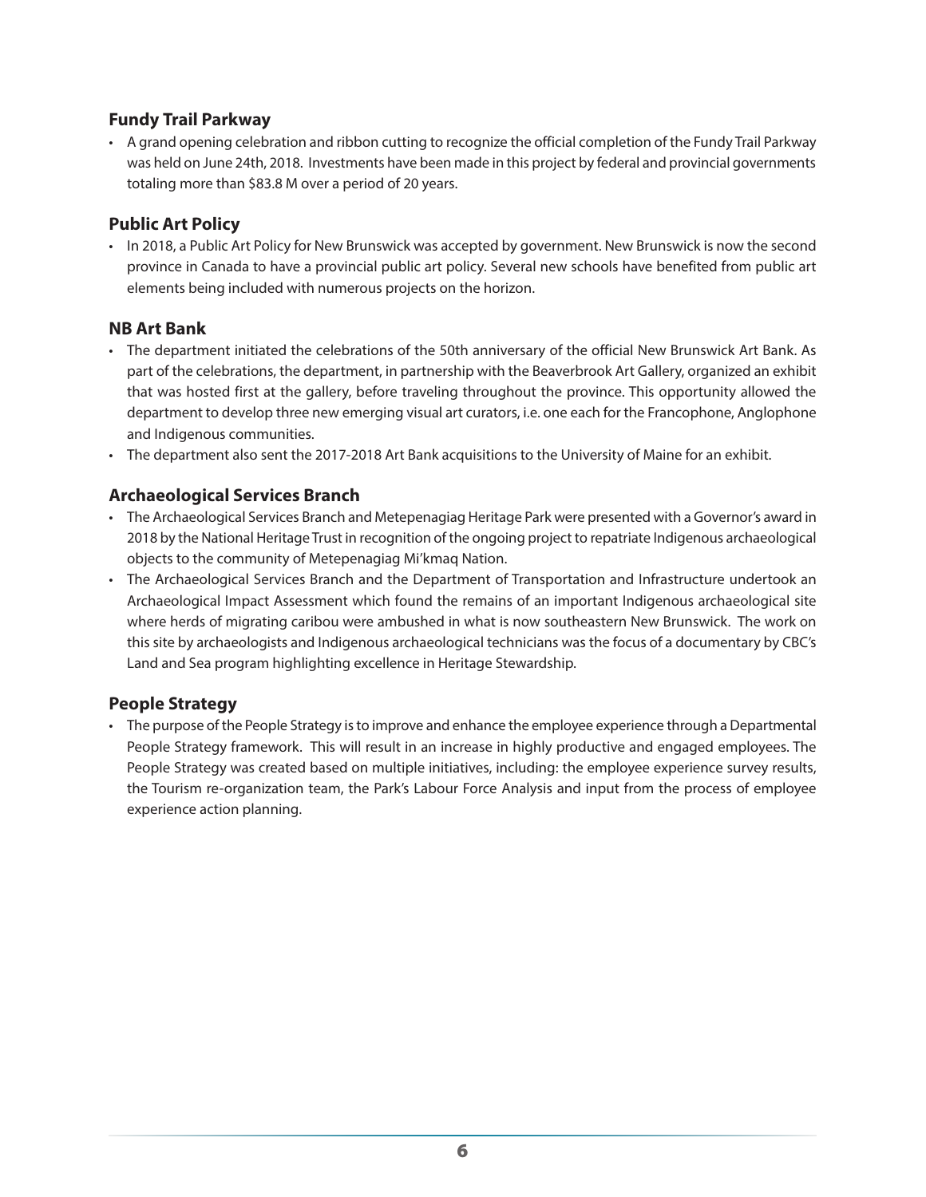### Fundy Trail Parkway

- A grand opening celebration and ribbon cutting to recognize the official completion of the Fundy Trail Parkway was held on June 24th, 2018. Investments have been made in this project by federal and provincial governments totaling more than $83.8 M over a period of 20 years.

### Public Art Policy

- In 2018, a Public Art Policy for New Brunswick was accepted by government. New Brunswick is now the second province in Canada to have a provincial public art policy. Several new schools have benefited from public art elements being included with numerous projects on the horizon.

### NB Art Bank

- The department initiated the celebrations of the 50th anniversary of the official New Brunswick Art Bank. As part of the celebrations, the department, in partnership with the Beaverbrook Art Gallery, organized an exhibit that was hosted first at the gallery, before traveling throughout the province. This opportunity allowed the department to develop three new emerging visual art curators, i.e. one each for the Francophone, Anglophone and Indigenous communities.
- The department also sent the 2017-2018 Art Bank acquisitions to the University of Maine for an exhibit.

### Archaeological Services Branch

- The Archaeological Services Branch and Metepenagiag Heritage Park were presented with a Governor's award in 2018 by the National Heritage Trust in recognition of the ongoing project to repatriate Indigenous archaeological objects to the community of Metepenagiag Mi'kmaq Nation.
- The Archaeological Services Branch and the Department of Transportation and Infrastructure undertook an Archaeological Impact Assessment which found the remains of an important Indigenous archaeological site where herds of migrating caribou were ambushed in what is now southeastern New Brunswick. The work on this site by archaeologists and Indigenous archaeological technicians was the focus of a documentary by CBC's Land and Sea program highlighting excellence in Heritage Stewardship.

### People Strategy

- The purpose of the People Strategy is to improve and enhance the employee experience through a Departmental People Strategy framework. This will result in an increase in highly productive and engaged employees. The People Strategy was created based on multiple initiatives, including: the employee experience survey results, the Tourism re-organization team, the Park's Labour Force Analysis and input from the process of employee experience action planning.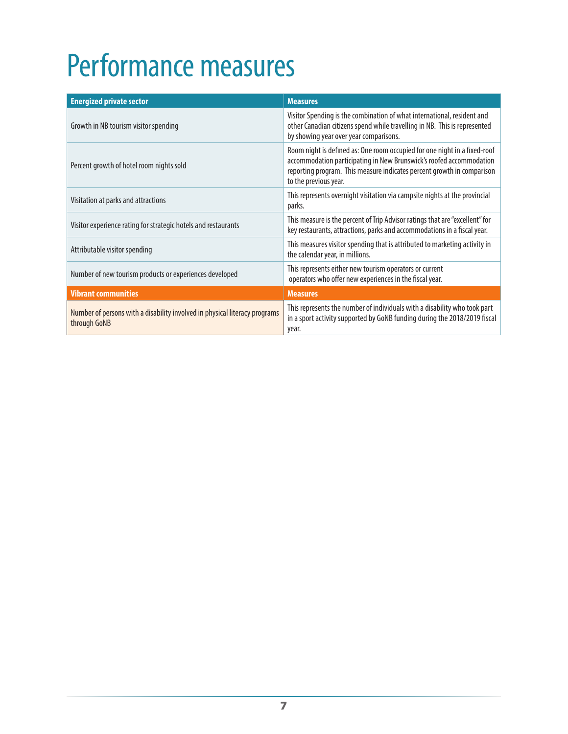# Performance measures

| Energized private sector | Measures |
|---|---|
| Growth in NB tourism visitor spending | Visitor Spending is the combination of what international, resident and other Canadian citizens spend while travelling in NB. This is represented by showing year over year comparisons. |
| Percent growth of hotel room nights sold | Room night is defined as: One room occupied for one night in a fixed-roof accommodation participating in New Brunswick's roofed accommodation reporting program. This measure indicates percent growth in comparison to the previous year. |
| Visitation at parks and attractions | This represents overnight visitation via campsite nights at the provincial parks. |
| Visitor experience rating for strategic hotels and restaurants | This measure is the percent of Trip Advisor ratings that are "excellent" for key restaurants, attractions, parks and accommodations in a fiscal year. |
| Attributable visitor spending | This measures visitor spending that is attributed to marketing activity in the calendar year, in millions. |
| Number of new tourism products or experiences developed | This represents either new tourism operators or current operators who offer new experiences in the fiscal year. |
| **Vibrant communities** | **Measures** |
| Number of persons with a disability involved in physical literacy programs through GoNB | This represents the number of individuals with a disability who took part in a sport activity supported by GoNB funding during the 2018/2019 fiscal year. |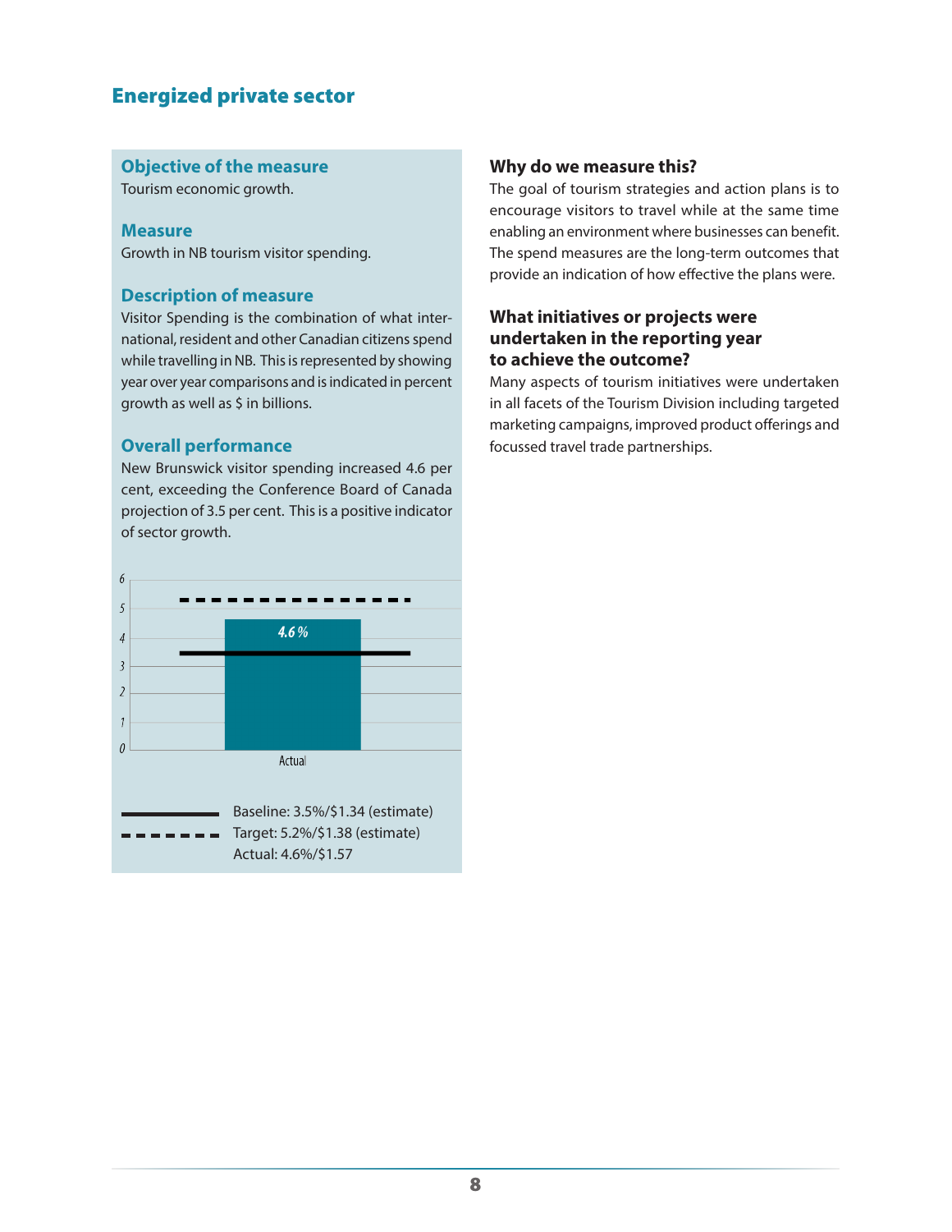## Energized private sector

### Objective of the measure

Tourism economic growth.

### Measure

Growth in NB tourism visitor spending.

### Description of measure

Visitor Spending is the combination of what international, resident and other Canadian citizens spend while travelling in NB. This is represented by showing year over year comparisons and is indicated in percent growth as well as $ in billions.

### Overall performance

New Brunswick visitor spending increased 4.6 per cent, exceeding the Conference Board of Canada projection of 3.5 per cent. This is a positive indicator of sector growth.

Baseline: 3.5%/$1.34 (estimate)
Target: 5.2%/$1.38 (estimate)
Actual: 4.6%/$1.57

### Why do we measure this?

The goal of tourism strategies and action plans is to encourage visitors to travel while at the same time enabling an environment where businesses can benefit. The spend measures are the long-term outcomes that provide an indication of how effective the plans were.

### What initiatives or projects were undertaken in the reporting year to achieve the outcome?

Many aspects of tourism initiatives were undertaken in all facets of the Tourism Division including targeted marketing campaigns, improved product offerings and focussed travel trade partnerships.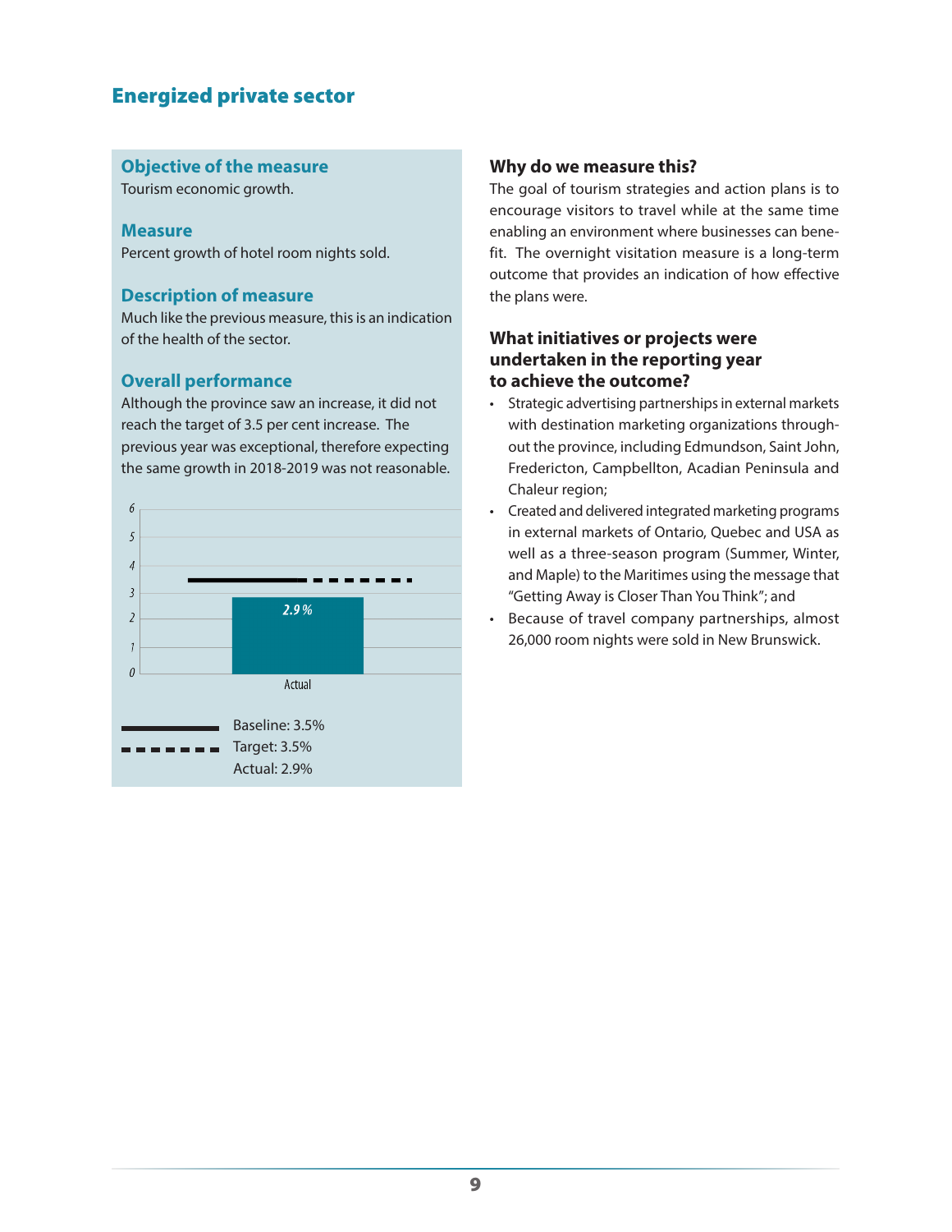## Energized private sector

### Objective of the measure

Tourism economic growth.

### Measure

Percent growth of hotel room nights sold.

### Description of measure

Much like the previous measure, this is an indication of the health of the sector.

### Overall performance

Although the province saw an increase, it did not reach the target of 3.5 per cent increase. The previous year was exceptional, therefore expecting the same growth in 2018-2019 was not reasonable.

Baseline: 3.5%
Target: 3.5%
Actual: 2.9%

### Why do we measure this?

The goal of tourism strategies and action plans is to encourage visitors to travel while at the same time enabling an environment where businesses can benefit. The overnight visitation measure is a long-term outcome that provides an indication of how effective the plans were.

### What initiatives or projects were undertaken in the reporting year to achieve the outcome?

- Strategic advertising partnerships in external markets with destination marketing organizations throughout the province, including Edmundson, Saint John, Fredericton, Campbellton, Acadian Peninsula and Chaleur region;
- Created and delivered integrated marketing programs in external markets of Ontario, Quebec and USA as well as a three-season program (Summer, Winter, and Maple) to the Maritimes using the message that "Getting Away is Closer Than You Think"; and
- Because of travel company partnerships, almost 26,000 room nights were sold in New Brunswick.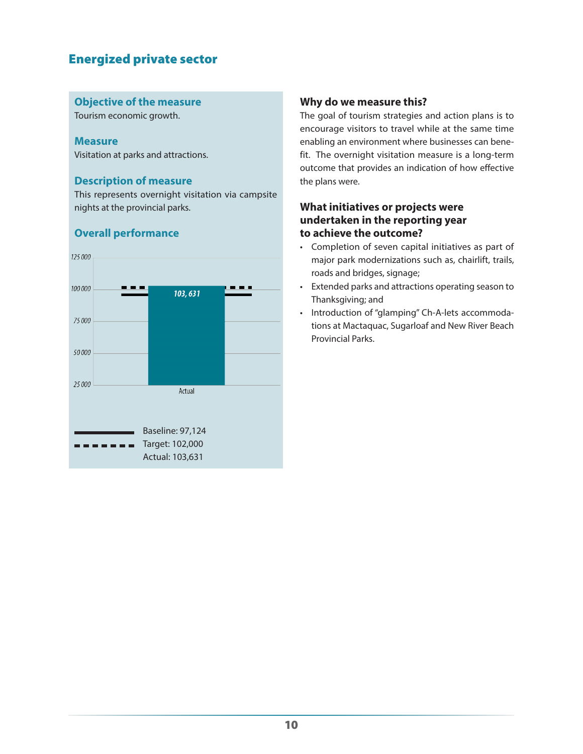## Energized private sector

### Objective of the measure

Tourism economic growth.

### Measure

Visitation at parks and attractions.

### Description of measure

This represents overnight visitation via campsite nights at the provincial parks.

### Overall performance

125 000
100 000
75 000
50 000
25 000

103, 631

Actual

Baseline: 97,124
Target: 102,000
Actual: 103,631

### Why do we measure this?

The goal of tourism strategies and action plans is to encourage visitors to travel while at the same time enabling an environment where businesses can benefit. The overnight visitation measure is a long-term outcome that provides an indication of how effective the plans were.

### What initiatives or projects were undertaken in the reporting year to achieve the outcome?

- Completion of seven capital initiatives as part of major park modernizations such as, chairlift, trails, roads and bridges, signage;
- Extended parks and attractions operating season to Thanksgiving; and
- Introduction of "glamping" Ch-A-lets accommodations at Mactaquac, Sugarloaf and New River Beach Provincial Parks.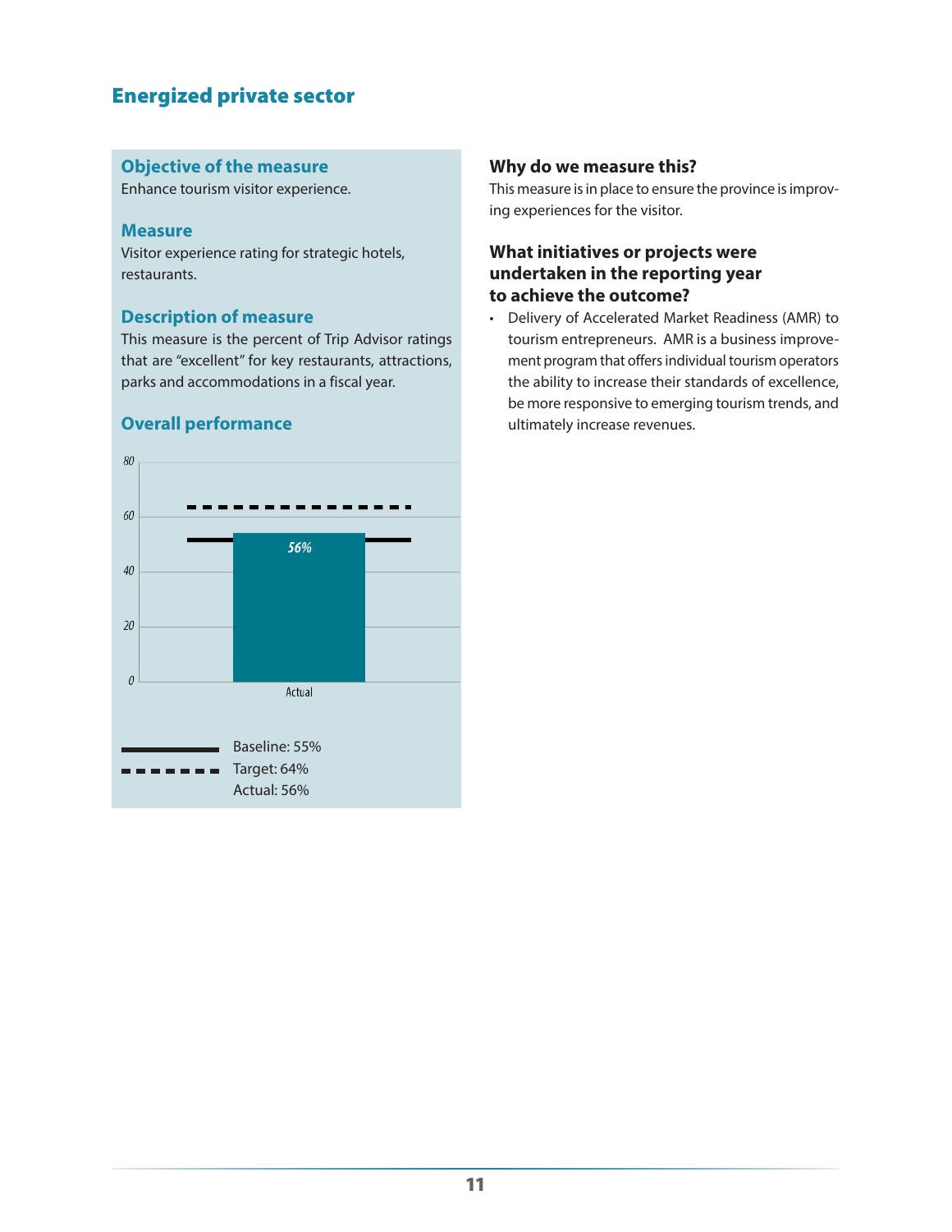## Energized private sector

### Objective of the measure

Enhance tourism visitor experience.

### Measure

Visitor experience rating for strategic hotels, restaurants.

### Description of measure

This measure is the percent of Trip Advisor ratings that are "excellent" for key restaurants, attractions, parks and accommodations in a fiscal year.

### Overall performance

Baseline: 55%
Target: 64%
Actual: 56%

### Why do we measure this?

This measure is in place to ensure the province is improving experiences for the visitor.

### What initiatives or projects were undertaken in the reporting year to achieve the outcome?

- Delivery of Accelerated Market Readiness (AMR) to tourism entrepreneurs. AMR is a business improvement program that offers individual tourism operators the ability to increase their standards of excellence, be more responsive to emerging tourism trends, and ultimately increase revenues.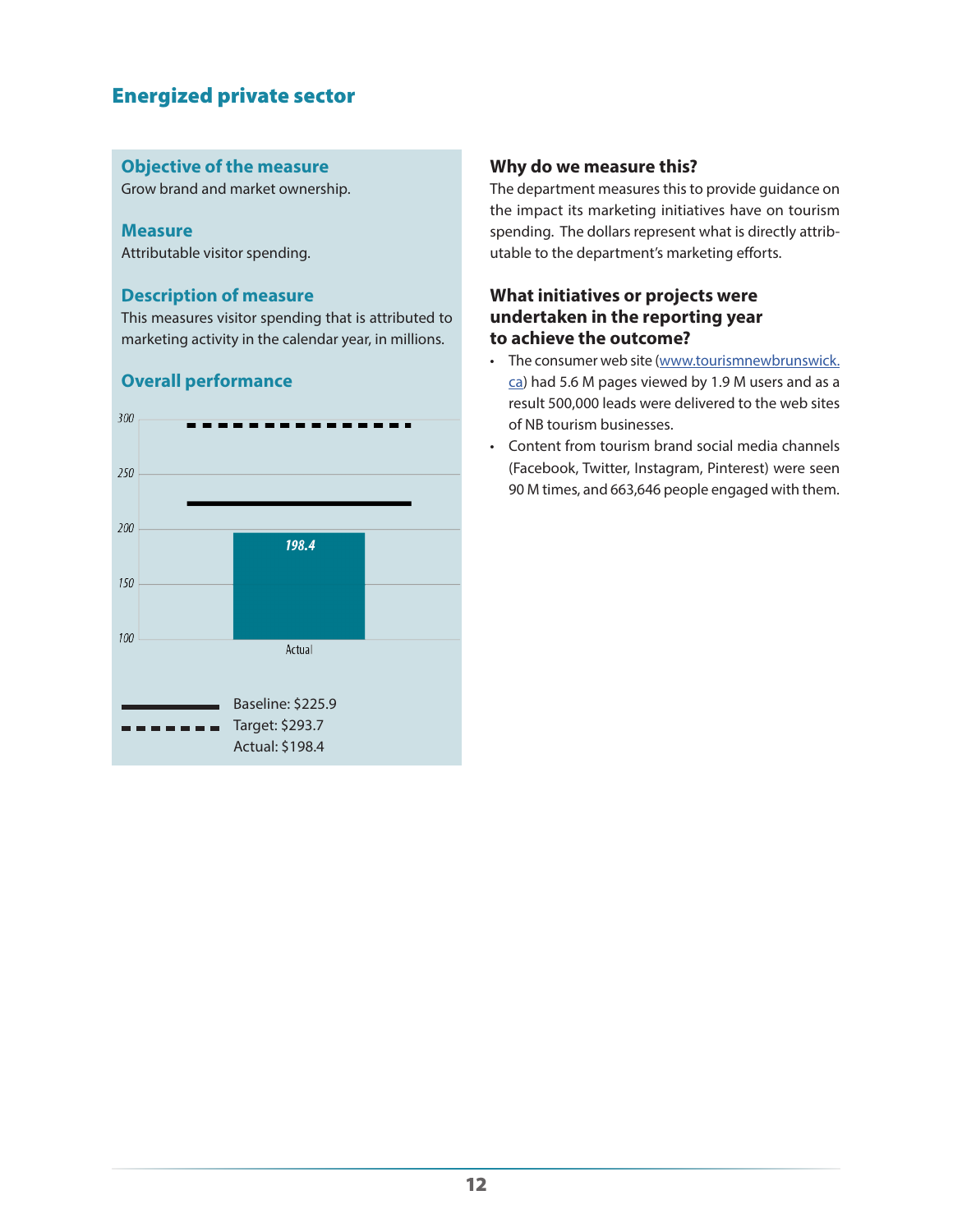## Energized private sector

### Objective of the measure

Grow brand and market ownership.

### Measure

Attributable visitor spending.

### Description of measure

This measures visitor spending that is attributed to marketing activity in the calendar year, in millions.

### Overall performance

Baseline: $225.9
Target: $293.7
Actual: $198.4

### Why do we measure this?

The department measures this to provide guidance on the impact its marketing initiatives have on tourism spending. The dollars represent what is directly attributable to the department's marketing efforts.

### What initiatives or projects were undertaken in the reporting year to achieve the outcome?

- The consumer web site (www.tourismnewbrunswick.ca) had 5.6 M pages viewed by 1.9 M users and as a result 500,000 leads were delivered to the web sites of NB tourism businesses.
- Content from tourism brand social media channels (Facebook, Twitter, Instagram, Pinterest) were seen 90 M times, and 663,646 people engaged with them.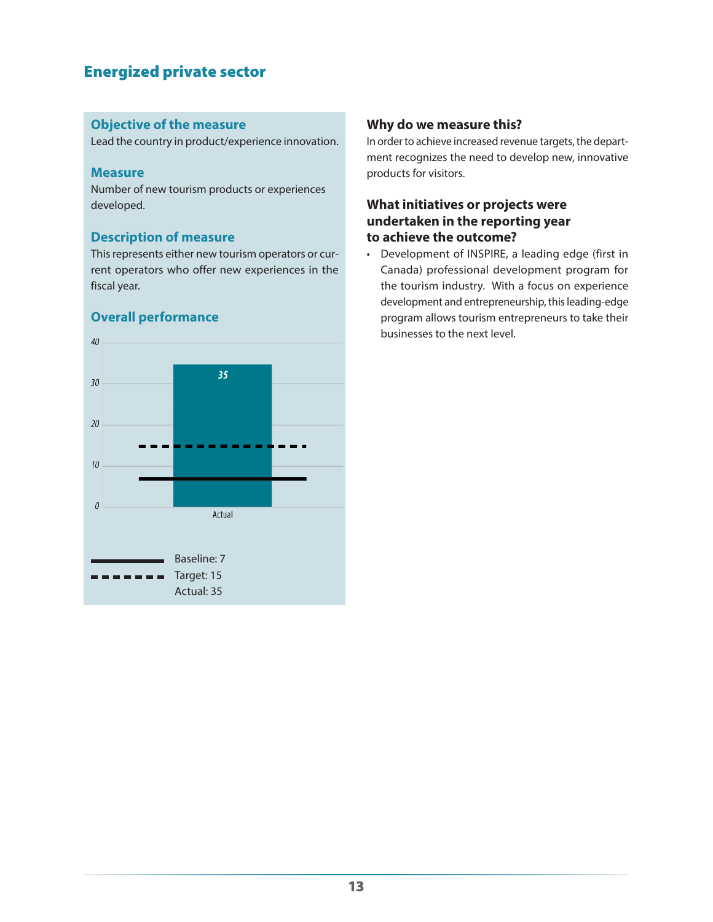## Energized private sector

### Objective of the measure

Lead the country in product/experience innovation.

### Measure

Number of new tourism products or experiences developed.

### Description of measure

This represents either new tourism operators or current operators who offer new experiences in the fiscal year.

### Overall performance

Baseline: 7
Target: 15
Actual: 35

### Why do we measure this?

In order to achieve increased revenue targets, the department recognizes the need to develop new, innovative products for visitors.

### What initiatives or projects were undertaken in the reporting year to achieve the outcome?

- Development of INSPIRE, a leading edge (first in Canada) professional development program for the tourism industry. With a focus on experience development and entrepreneurship, this leading-edge program allows tourism entrepreneurs to take their businesses to the next level.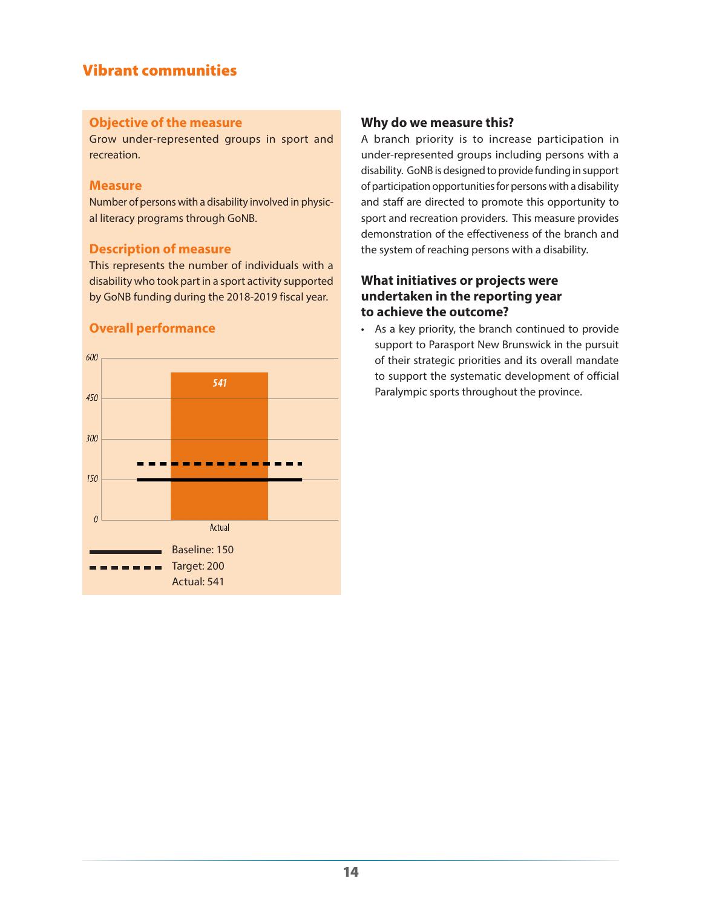# Vibrant communities

## Objective of the measure

Grow under-represented groups in sport and recreation.

## Measure

Number of persons with a disability involved in physical literacy programs through GoNB.

## Description of measure

This represents the number of individuals with a disability who took part in a sport activity supported by GoNB funding during the 2018-2019 fiscal year.

## Overall performance

Baseline: 150

Target: 200

Actual: 541

## Why do we measure this?

A branch priority is to increase participation in under-represented groups including persons with a disability. GoNB is designed to provide funding in support of participation opportunities for persons with a disability and staff are directed to promote this opportunity to sport and recreation providers. This measure provides demonstration of the effectiveness of the branch and the system of reaching persons with a disability.

## What initiatives or projects were undertaken in the reporting year to achieve the outcome?

- As a key priority, the branch continued to provide support to Parasport New Brunswick in the pursuit of their strategic priorities and its overall mandate to support the systematic development of official Paralympic sports throughout the province.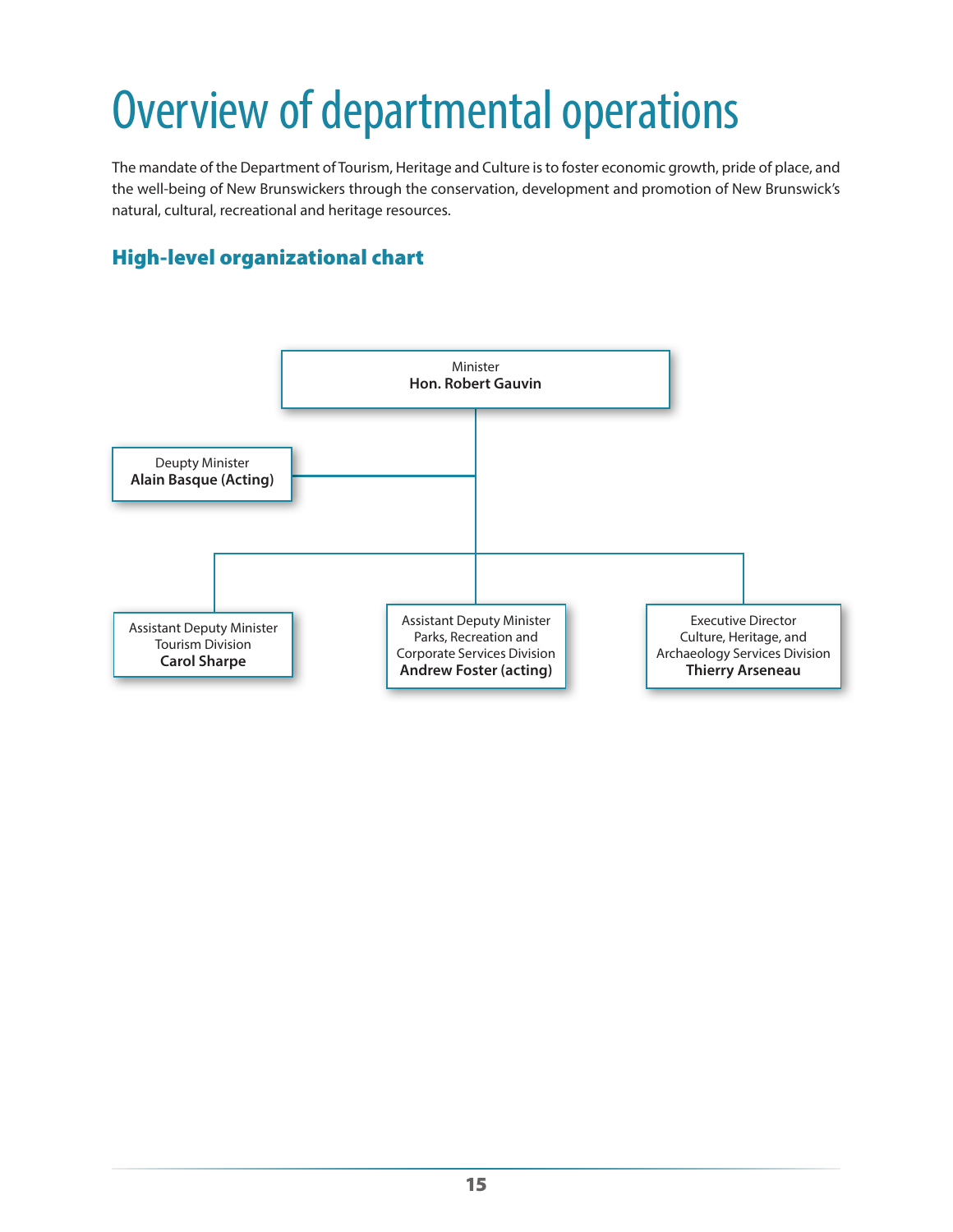# Overview of departmental operations

The mandate of the Department of Tourism, Heritage and Culture is to foster economic growth, pride of place, and the well-being of New Brunswickers through the conservation, development and promotion of New Brunswick's natural, cultural, recreational and heritage resources.

## High-level organizational chart

Minister
**Hon. Robert Gauvin**

Deupty Minister
**Alain Basque (Acting)**

Assistant Deputy Minister
Tourism Division
**Carol Sharpe**

Assistant Deputy Minister
Parks, Recreation and Corporate Services Division
**Andrew Foster (acting)**

Executive Director
Culture, Heritage, and Archaeology Services Division
**Thierry Arseneau**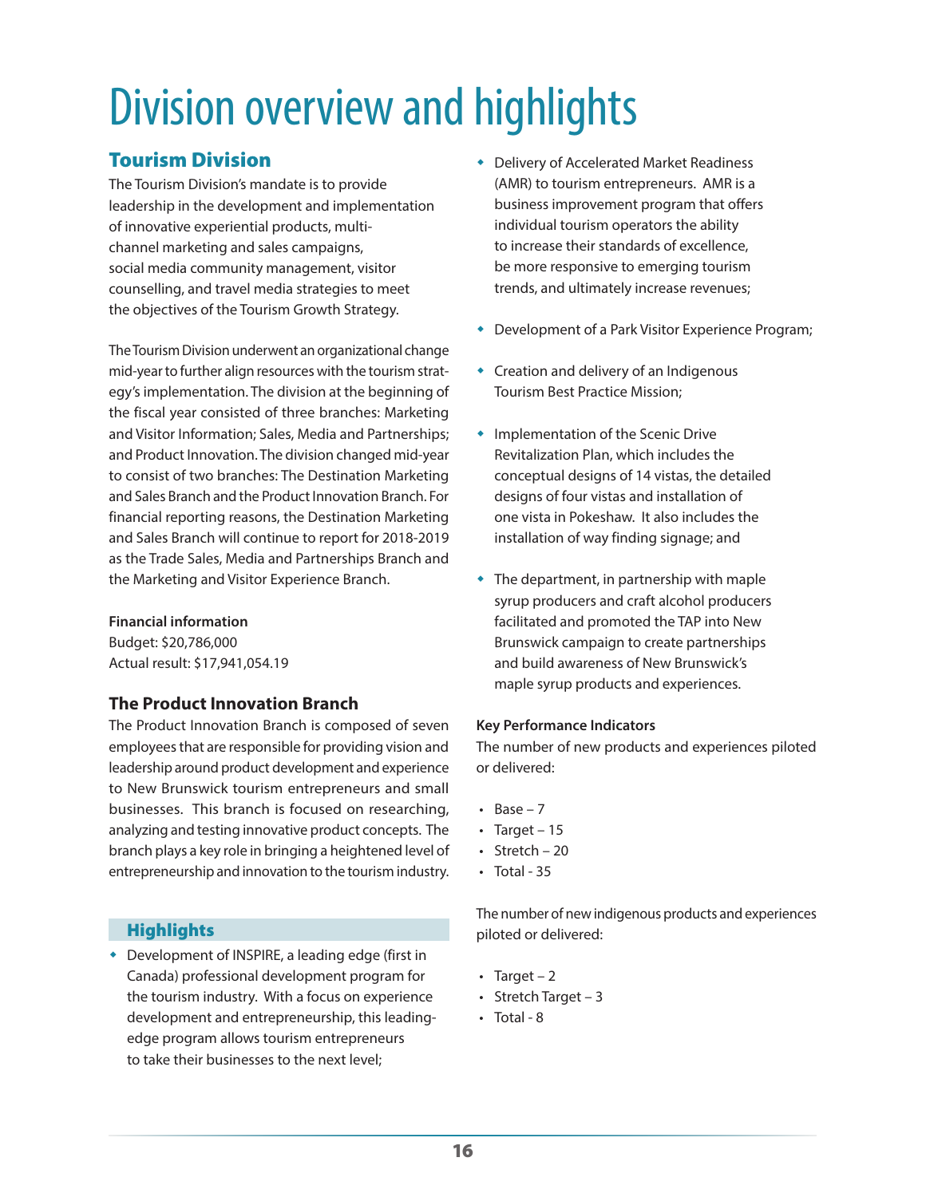# Division overview and highlights

## Tourism Division

The Tourism Division's mandate is to provide leadership in the development and implementation of innovative experiential products, multi-channel marketing and sales campaigns, social media community management, visitor counselling, and travel media strategies to meet the objectives of the Tourism Growth Strategy.

The Tourism Division underwent an organizational change mid-year to further align resources with the tourism strategy's implementation. The division at the beginning of the fiscal year consisted of three branches: Marketing and Visitor Information; Sales, Media and Partnerships; and Product Innovation. The division changed mid-year to consist of two branches: The Destination Marketing and Sales Branch and the Product Innovation Branch. For financial reporting reasons, the Destination Marketing and Sales Branch will continue to report for 2018-2019 as the Trade Sales, Media and Partnerships Branch and the Marketing and Visitor Experience Branch.

**Financial information**

Budget: $20,786,000
Actual result: $17,941,054.19

### The Product Innovation Branch

The Product Innovation Branch is composed of seven employees that are responsible for providing vision and leadership around product development and experience to New Brunswick tourism entrepreneurs and small businesses. This branch is focused on researching, analyzing and testing innovative product concepts. The branch plays a key role in bringing a heightened level of entrepreneurship and innovation to the tourism industry.

### Highlights

- Development of INSPIRE, a leading edge (first in Canada) professional development program for the tourism industry. With a focus on experience development and entrepreneurship, this leading-edge program allows tourism entrepreneurs to take their businesses to the next level;
- Delivery of Accelerated Market Readiness (AMR) to tourism entrepreneurs. AMR is a business improvement program that offers individual tourism operators the ability to increase their standards of excellence, be more responsive to emerging tourism trends, and ultimately increase revenues;
- Development of a Park Visitor Experience Program;
- Creation and delivery of an Indigenous Tourism Best Practice Mission;
- Implementation of the Scenic Drive Revitalization Plan, which includes the conceptual designs of 14 vistas, the detailed designs of four vistas and installation of one vista in Pokeshaw. It also includes the installation of way finding signage; and
- The department, in partnership with maple syrup producers and craft alcohol producers facilitated and promoted the TAP into New Brunswick campaign to create partnerships and build awareness of New Brunswick's maple syrup products and experiences.

**Key Performance Indicators**

The number of new products and experiences piloted or delivered:

- Base – 7
- Target – 15
- Stretch – 20
- Total - 35

The number of new indigenous products and experiences piloted or delivered:

- Target – 2
- Stretch Target – 3
- Total - 8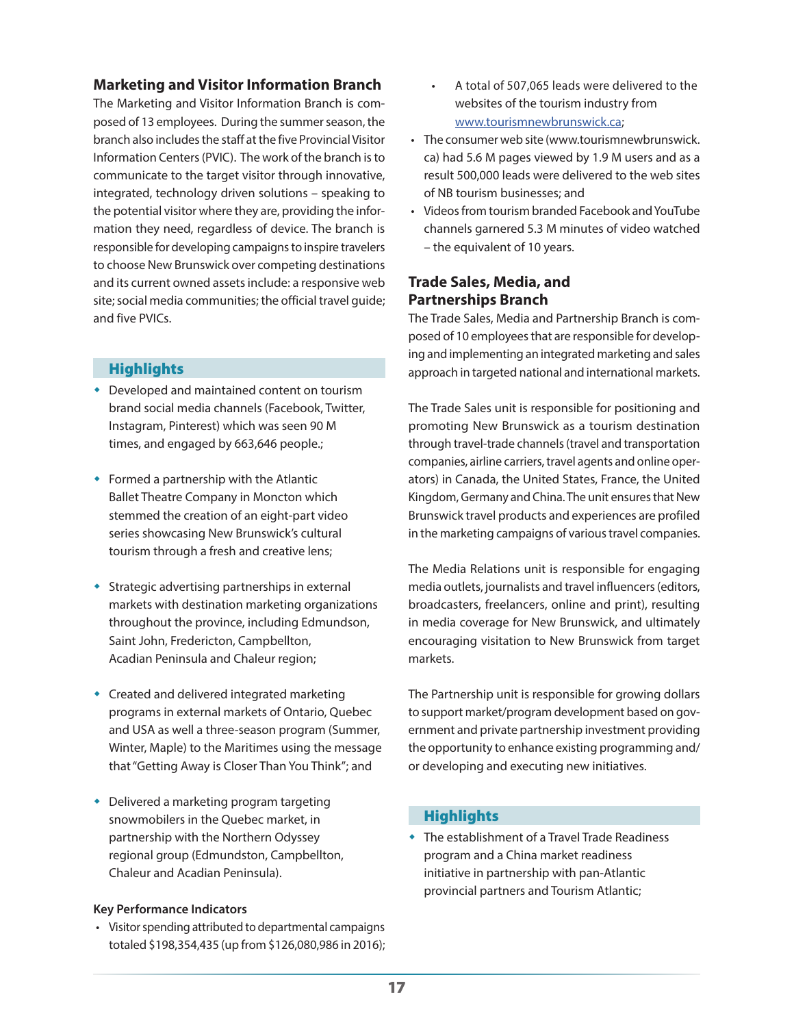## Marketing and Visitor Information Branch

The Marketing and Visitor Information Branch is composed of 13 employees. During the summer season, the branch also includes the staff at the five Provincial Visitor Information Centers (PVIC). The work of the branch is to communicate to the target visitor through innovative, integrated, technology driven solutions – speaking to the potential visitor where they are, providing the information they need, regardless of device. The branch is responsible for developing campaigns to inspire travelers to choose New Brunswick over competing destinations and its current owned assets include: a responsive web site; social media communities; the official travel guide; and five PVICs.

### Highlights

- Developed and maintained content on tourism brand social media channels (Facebook, Twitter, Instagram, Pinterest) which was seen 90 M times, and engaged by 663,646 people.;
- Formed a partnership with the Atlantic Ballet Theatre Company in Moncton which stemmed the creation of an eight-part video series showcasing New Brunswick's cultural tourism through a fresh and creative lens;
- Strategic advertising partnerships in external markets with destination marketing organizations throughout the province, including Edmundson, Saint John, Fredericton, Campbellton, Acadian Peninsula and Chaleur region;
- Created and delivered integrated marketing programs in external markets of Ontario, Quebec and USA as well a three-season program (Summer, Winter, Maple) to the Maritimes using the message that "Getting Away is Closer Than You Think"; and
- Delivered a marketing program targeting snowmobilers in the Quebec market, in partnership with the Northern Odyssey regional group (Edmundston, Campbellton, Chaleur and Acadian Peninsula).

**Key Performance Indicators**

- Visitor spending attributed to departmental campaigns totaled $198,354,435 (up from $126,080,986 in 2016);
  - A total of 507,065 leads were delivered to the websites of the tourism industry from www.tourismnewbrunswick.ca;
- The consumer web site (www.tourismnewbrunswick.ca) had 5.6 M pages viewed by 1.9 M users and as a result 500,000 leads were delivered to the web sites of NB tourism businesses; and
- Videos from tourism branded Facebook and YouTube channels garnered 5.3 M minutes of video watched – the equivalent of 10 years.

## Trade Sales, Media, and Partnerships Branch

The Trade Sales, Media and Partnership Branch is composed of 10 employees that are responsible for developing and implementing an integrated marketing and sales approach in targeted national and international markets.

The Trade Sales unit is responsible for positioning and promoting New Brunswick as a tourism destination through travel-trade channels (travel and transportation companies, airline carriers, travel agents and online operators) in Canada, the United States, France, the United Kingdom, Germany and China. The unit ensures that New Brunswick travel products and experiences are profiled in the marketing campaigns of various travel companies.

The Media Relations unit is responsible for engaging media outlets, journalists and travel influencers (editors, broadcasters, freelancers, online and print), resulting in media coverage for New Brunswick, and ultimately encouraging visitation to New Brunswick from target markets.

The Partnership unit is responsible for growing dollars to support market/program development based on government and private partnership investment providing the opportunity to enhance existing programming and/or developing and executing new initiatives.

### Highlights

- The establishment of a Travel Trade Readiness program and a China market readiness initiative in partnership with pan-Atlantic provincial partners and Tourism Atlantic;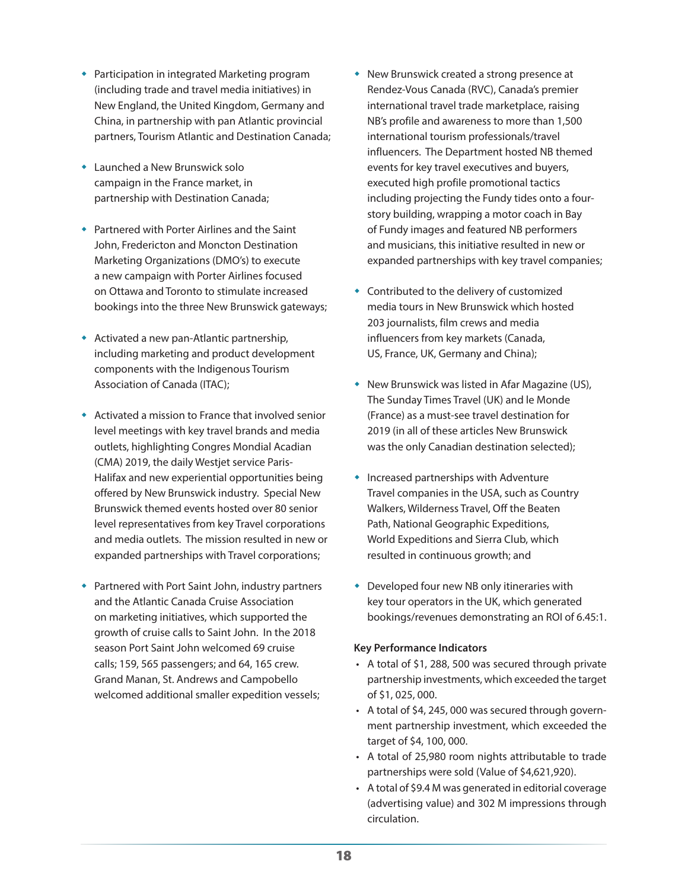- Participation in integrated Marketing program (including trade and travel media initiatives) in New England, the United Kingdom, Germany and China, in partnership with pan Atlantic provincial partners, Tourism Atlantic and Destination Canada;
- Launched a New Brunswick solo campaign in the France market, in partnership with Destination Canada;
- Partnered with Porter Airlines and the Saint John, Fredericton and Moncton Destination Marketing Organizations (DMO's) to execute a new campaign with Porter Airlines focused on Ottawa and Toronto to stimulate increased bookings into the three New Brunswick gateways;
- Activated a new pan-Atlantic partnership, including marketing and product development components with the Indigenous Tourism Association of Canada (ITAC);
- Activated a mission to France that involved senior level meetings with key travel brands and media outlets, highlighting Congres Mondial Acadian (CMA) 2019, the daily Westjet service Paris-Halifax and new experiential opportunities being offered by New Brunswick industry. Special New Brunswick themed events hosted over 80 senior level representatives from key Travel corporations and media outlets. The mission resulted in new or expanded partnerships with Travel corporations;
- Partnered with Port Saint John, industry partners and the Atlantic Canada Cruise Association on marketing initiatives, which supported the growth of cruise calls to Saint John. In the 2018 season Port Saint John welcomed 69 cruise calls; 159, 565 passengers; and 64, 165 crew. Grand Manan, St. Andrews and Campobello welcomed additional smaller expedition vessels;
- New Brunswick created a strong presence at Rendez-Vous Canada (RVC), Canada's premier international travel trade marketplace, raising NB's profile and awareness to more than 1,500 international tourism professionals/travel influencers. The Department hosted NB themed events for key travel executives and buyers, executed high profile promotional tactics including projecting the Fundy tides onto a four-story building, wrapping a motor coach in Bay of Fundy images and featured NB performers and musicians, this initiative resulted in new or expanded partnerships with key travel companies;
- Contributed to the delivery of customized media tours in New Brunswick which hosted 203 journalists, film crews and media influencers from key markets (Canada, US, France, UK, Germany and China);
- New Brunswick was listed in Afar Magazine (US), The Sunday Times Travel (UK) and le Monde (France) as a must-see travel destination for 2019 (in all of these articles New Brunswick was the only Canadian destination selected);
- Increased partnerships with Adventure Travel companies in the USA, such as Country Walkers, Wilderness Travel, Off the Beaten Path, National Geographic Expeditions, World Expeditions and Sierra Club, which resulted in continuous growth; and
- Developed four new NB only itineraries with key tour operators in the UK, which generated bookings/revenues demonstrating an ROI of 6.45:1.

**Key Performance Indicators**

- A total of $1, 288, 500 was secured through private partnership investments, which exceeded the target of $1, 025, 000.
- A total of $4, 245, 000 was secured through government partnership investment, which exceeded the target of $4, 100, 000.
- A total of 25,980 room nights attributable to trade partnerships were sold (Value of $4,621,920).
- A total of $9.4 M was generated in editorial coverage (advertising value) and 302 M impressions through circulation.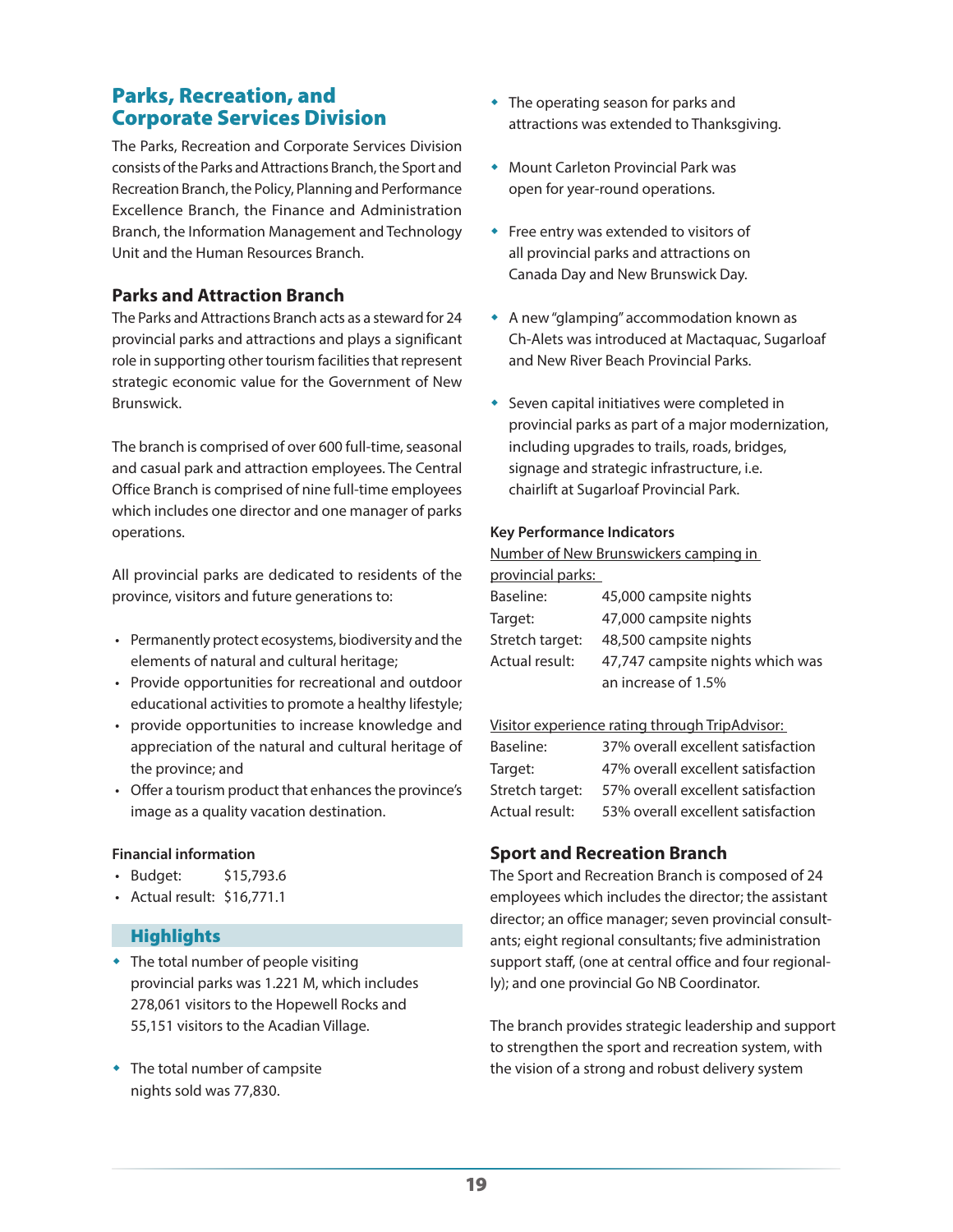## Parks, Recreation, and Corporate Services Division

The Parks, Recreation and Corporate Services Division consists of the Parks and Attractions Branch, the Sport and Recreation Branch, the Policy, Planning and Performance Excellence Branch, the Finance and Administration Branch, the Information Management and Technology Unit and the Human Resources Branch.

### Parks and Attraction Branch

The Parks and Attractions Branch acts as a steward for 24 provincial parks and attractions and plays a significant role in supporting other tourism facilities that represent strategic economic value for the Government of New Brunswick.

The branch is comprised of over 600 full-time, seasonal and casual park and attraction employees. The Central Office Branch is comprised of nine full-time employees which includes one director and one manager of parks operations.

All provincial parks are dedicated to residents of the province, visitors and future generations to:

- Permanently protect ecosystems, biodiversity and the elements of natural and cultural heritage;
- Provide opportunities for recreational and outdoor educational activities to promote a healthy lifestyle;
- provide opportunities to increase knowledge and appreciation of the natural and cultural heritage of the province; and
- Offer a tourism product that enhances the province's image as a quality vacation destination.

**Financial information**

- Budget: $15,793.6
- Actual result: $16,771.1

#### Highlights

- The total number of people visiting provincial parks was 1.221 M, which includes 278,061 visitors to the Hopewell Rocks and 55,151 visitors to the Acadian Village.
- The total number of campsite nights sold was 77,830.
- The operating season for parks and attractions was extended to Thanksgiving.
- Mount Carleton Provincial Park was open for year-round operations.
- Free entry was extended to visitors of all provincial parks and attractions on Canada Day and New Brunswick Day.
- A new "glamping" accommodation known as Ch-Alets was introduced at Mactaquac, Sugarloaf and New River Beach Provincial Parks.
- Seven capital initiatives were completed in provincial parks as part of a major modernization, including upgrades to trails, roads, bridges, signage and strategic infrastructure, i.e. chairlift at Sugarloaf Provincial Park.

**Key Performance Indicators**

Number of New Brunswickers camping in provincial parks:

| | |
|---|---|
| Baseline: | 45,000 campsite nights |
| Target: | 47,000 campsite nights |
| Stretch target: | 48,500 campsite nights |
| Actual result: | 47,747 campsite nights which was an increase of 1.5% |

Visitor experience rating through TripAdvisor:

| | |
|---|---|
| Baseline: | 37% overall excellent satisfaction |
| Target: | 47% overall excellent satisfaction |
| Stretch target: | 57% overall excellent satisfaction |
| Actual result: | 53% overall excellent satisfaction |

### Sport and Recreation Branch

The Sport and Recreation Branch is composed of 24 employees which includes the director; the assistant director; an office manager; seven provincial consultants; eight regional consultants; five administration support staff, (one at central office and four regionally); and one provincial Go NB Coordinator.

The branch provides strategic leadership and support to strengthen the sport and recreation system, with the vision of a strong and robust delivery system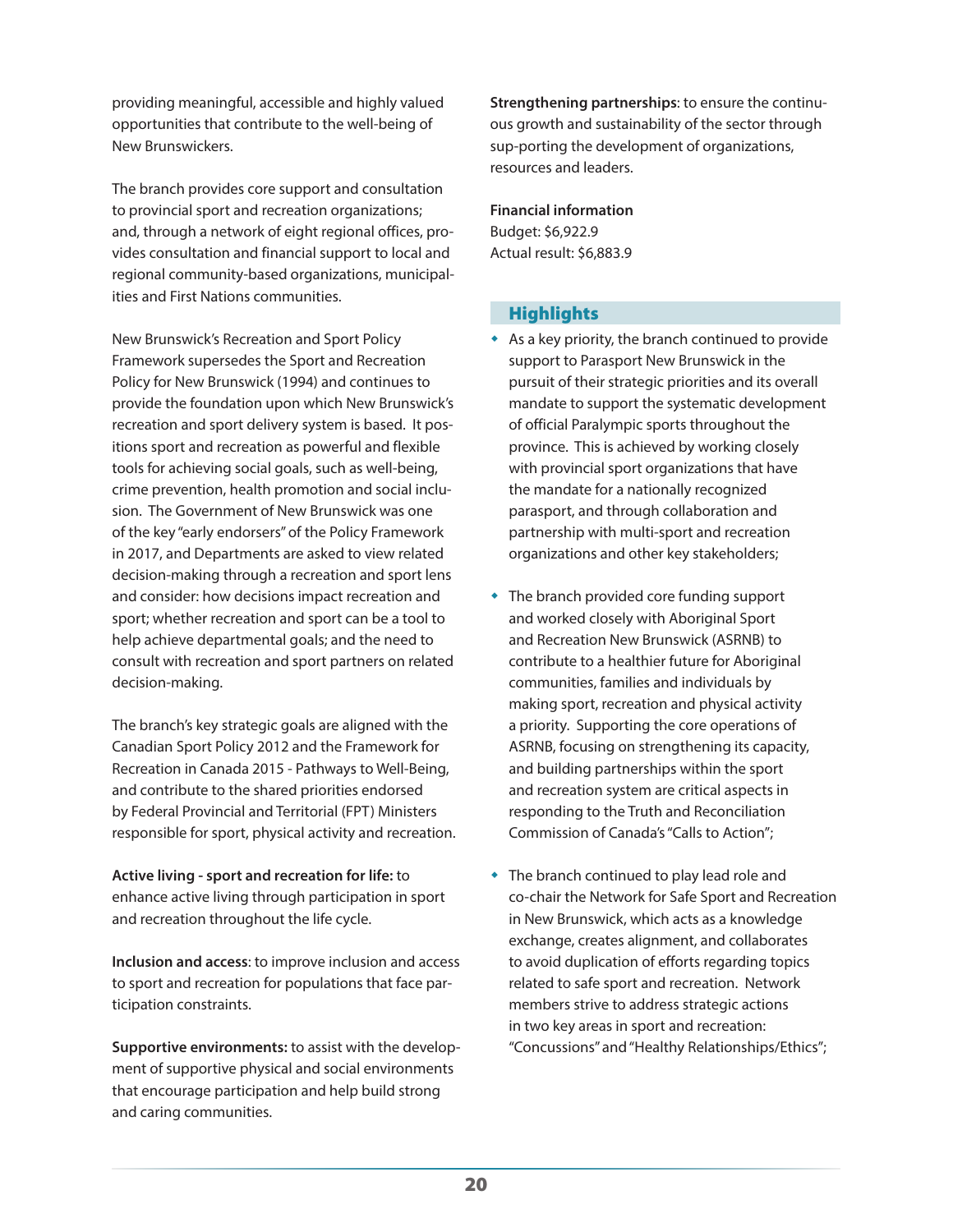providing meaningful, accessible and highly valued opportunities that contribute to the well-being of New Brunswickers.

The branch provides core support and consultation to provincial sport and recreation organizations; and, through a network of eight regional offices, provides consultation and financial support to local and regional community-based organizations, municipalities and First Nations communities.

New Brunswick's Recreation and Sport Policy Framework supersedes the Sport and Recreation Policy for New Brunswick (1994) and continues to provide the foundation upon which New Brunswick's recreation and sport delivery system is based. It positions sport and recreation as powerful and flexible tools for achieving social goals, such as well-being, crime prevention, health promotion and social inclusion. The Government of New Brunswick was one of the key "early endorsers" of the Policy Framework in 2017, and Departments are asked to view related decision-making through a recreation and sport lens and consider: how decisions impact recreation and sport; whether recreation and sport can be a tool to help achieve departmental goals; and the need to consult with recreation and sport partners on related decision-making.

The branch's key strategic goals are aligned with the Canadian Sport Policy 2012 and the Framework for Recreation in Canada 2015 - Pathways to Well-Being, and contribute to the shared priorities endorsed by Federal Provincial and Territorial (FPT) Ministers responsible for sport, physical activity and recreation.

**Active living - sport and recreation for life:** to enhance active living through participation in sport and recreation throughout the life cycle.

**Inclusion and access**: to improve inclusion and access to sport and recreation for populations that face participation constraints.

**Supportive environments:** to assist with the development of supportive physical and social environments that encourage participation and help build strong and caring communities.

**Strengthening partnerships**: to ensure the continuous growth and sustainability of the sector through sup-porting the development of organizations, resources and leaders.

**Financial information**
Budget: $6,922.9
Actual result: $6,883.9

## Highlights

- As a key priority, the branch continued to provide support to Parasport New Brunswick in the pursuit of their strategic priorities and its overall mandate to support the systematic development of official Paralympic sports throughout the province. This is achieved by working closely with provincial sport organizations that have the mandate for a nationally recognized parasport, and through collaboration and partnership with multi-sport and recreation organizations and other key stakeholders;

- The branch provided core funding support and worked closely with Aboriginal Sport and Recreation New Brunswick (ASRNB) to contribute to a healthier future for Aboriginal communities, families and individuals by making sport, recreation and physical activity a priority. Supporting the core operations of ASRNB, focusing on strengthening its capacity, and building partnerships within the sport and recreation system are critical aspects in responding to the Truth and Reconciliation Commission of Canada's "Calls to Action";

- The branch continued to play lead role and co-chair the Network for Safe Sport and Recreation in New Brunswick, which acts as a knowledge exchange, creates alignment, and collaborates to avoid duplication of efforts regarding topics related to safe sport and recreation. Network members strive to address strategic actions in two key areas in sport and recreation: "Concussions" and "Healthy Relationships/Ethics";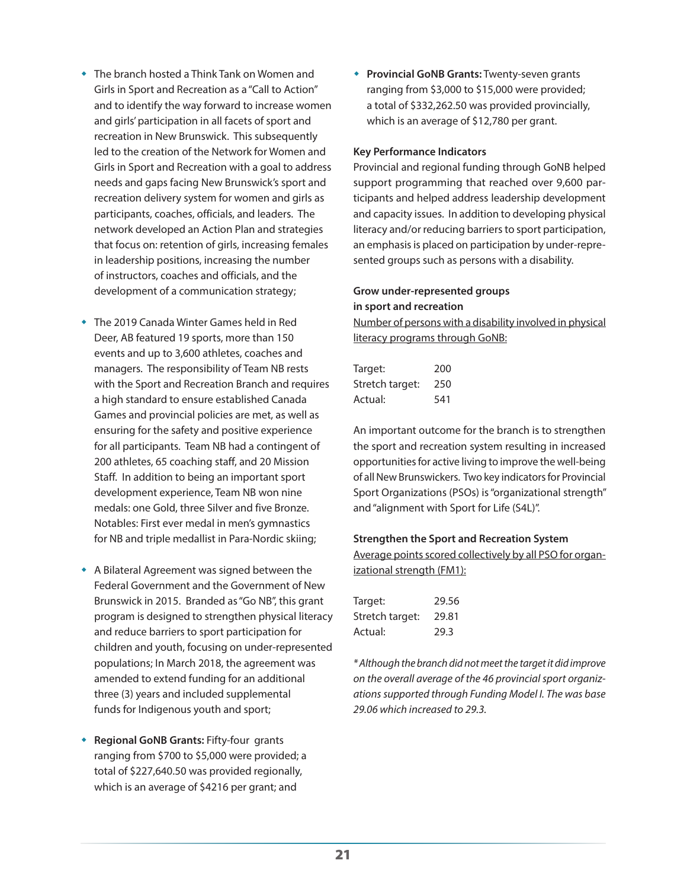- The branch hosted a Think Tank on Women and Girls in Sport and Recreation as a "Call to Action" and to identify the way forward to increase women and girls' participation in all facets of sport and recreation in New Brunswick. This subsequently led to the creation of the Network for Women and Girls in Sport and Recreation with a goal to address needs and gaps facing New Brunswick's sport and recreation delivery system for women and girls as participants, coaches, officials, and leaders. The network developed an Action Plan and strategies that focus on: retention of girls, increasing females in leadership positions, increasing the number of instructors, coaches and officials, and the development of a communication strategy;
- The 2019 Canada Winter Games held in Red Deer, AB featured 19 sports, more than 150 events and up to 3,600 athletes, coaches and managers. The responsibility of Team NB rests with the Sport and Recreation Branch and requires a high standard to ensure established Canada Games and provincial policies are met, as well as ensuring for the safety and positive experience for all participants. Team NB had a contingent of 200 athletes, 65 coaching staff, and 20 Mission Staff. In addition to being an important sport development experience, Team NB won nine medals: one Gold, three Silver and five Bronze. Notables: First ever medal in men's gymnastics for NB and triple medallist in Para-Nordic skiing;
- A Bilateral Agreement was signed between the Federal Government and the Government of New Brunswick in 2015. Branded as "Go NB", this grant program is designed to strengthen physical literacy and reduce barriers to sport participation for children and youth, focusing on under-represented populations; In March 2018, the agreement was amended to extend funding for an additional three (3) years and included supplemental funds for Indigenous youth and sport;
- **Regional GoNB Grants:** Fifty-four grants ranging from $700 to $5,000 were provided; a total of $227,640.50 was provided regionally, which is an average of $4216 per grant; and
- **Provincial GoNB Grants:** Twenty-seven grants ranging from $3,000 to $15,000 were provided; a total of $332,262.50 was provided provincially, which is an average of $12,780 per grant.

**Key Performance Indicators**

Provincial and regional funding through GoNB helped support programming that reached over 9,600 participants and helped address leadership development and capacity issues. In addition to developing physical literacy and/or reducing barriers to sport participation, an emphasis is placed on participation by under-represented groups such as persons with a disability.

**Grow under-represented groups in sport and recreation**

Number of persons with a disability involved in physical literacy programs through GoNB:

| | |
|---|---|
| Target: | 200 |
| Stretch target: | 250 |
| Actual: | 541 |

An important outcome for the branch is to strengthen the sport and recreation system resulting in increased opportunities for active living to improve the well-being of all New Brunswickers. Two key indicators for Provincial Sport Organizations (PSOs) is "organizational strength" and "alignment with Sport for Life (S4L)".

**Strengthen the Sport and Recreation System**

Average points scored collectively by all PSO for organizational strength (FM1):

| | |
|---|---|
| Target: | 29.56 |
| Stretch target: | 29.81 |
| Actual: | 29.3 |

*\* Although the branch did not meet the target it did improve on the overall average of the 46 provincial sport organizations supported through Funding Model I. The was base 29.06 which increased to 29.3.*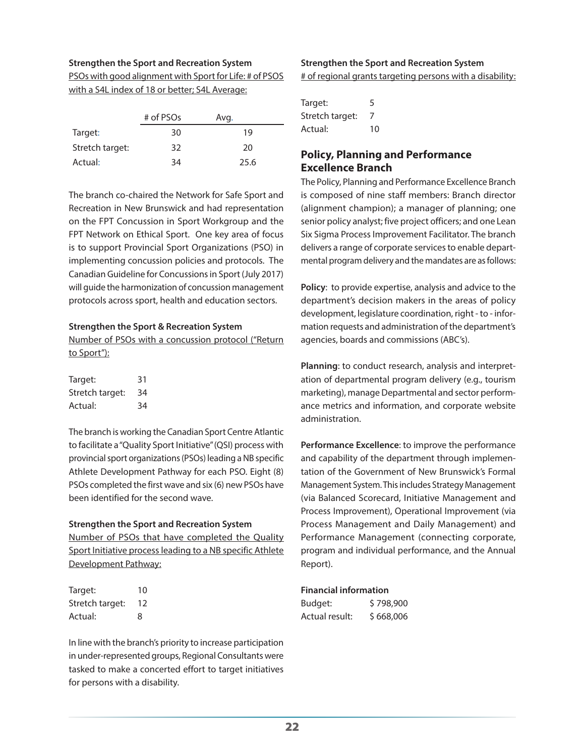**Strengthen the Sport and Recreation System**

PSOs with good alignment with Sport for Life: # of PSOS with a S4L index of 18 or better; S4L Average:

| | # of PSOs | Avg. |
|---|---|---|
| Target: | 30 | 19 |
| Stretch target: | 32 | 20 |
| Actual: | 34 | 25.6 |

The branch co-chaired the Network for Safe Sport and Recreation in New Brunswick and had representation on the FPT Concussion in Sport Workgroup and the FPT Network on Ethical Sport. One key area of focus is to support Provincial Sport Organizations (PSO) in implementing concussion policies and protocols. The Canadian Guideline for Concussions in Sport (July 2017) will guide the harmonization of concussion management protocols across sport, health and education sectors.

**Strengthen the Sport & Recreation System**

Number of PSOs with a concussion protocol ("Return to Sport"):

| | |
|---|---|
| Target: | 31 |
| Stretch target: | 34 |
| Actual: | 34 |

The branch is working the Canadian Sport Centre Atlantic to facilitate a "Quality Sport Initiative" (QSI) process with provincial sport organizations (PSOs) leading a NB specific Athlete Development Pathway for each PSO. Eight (8) PSOs completed the first wave and six (6) new PSOs have been identified for the second wave.

**Strengthen the Sport and Recreation System**

Number of PSOs that have completed the Quality Sport Initiative process leading to a NB specific Athlete Development Pathway:

| | |
|---|---|
| Target: | 10 |
| Stretch target: | 12 |
| Actual: | 8 |

In line with the branch's priority to increase participation in under-represented groups, Regional Consultants were tasked to make a concerted effort to target initiatives for persons with a disability.

**Strengthen the Sport and Recreation System**

\# of regional grants targeting persons with a disability:

| | |
|---|---|
| Target: | 5 |
| Stretch target: | 7 |
| Actual: | 10 |

## Policy, Planning and Performance Excellence Branch

The Policy, Planning and Performance Excellence Branch is composed of nine staff members: Branch director (alignment champion); a manager of planning; one senior policy analyst; five project officers; and one Lean Six Sigma Process Improvement Facilitator. The branch delivers a range of corporate services to enable departmental program delivery and the mandates are as follows:

**Policy**: to provide expertise, analysis and advice to the department's decision makers in the areas of policy development, legislature coordination, right - to - information requests and administration of the department's agencies, boards and commissions (ABC's).

**Planning**: to conduct research, analysis and interpretation of departmental program delivery (e.g., tourism marketing), manage Departmental and sector performance metrics and information, and corporate website administration.

**Performance Excellence**: to improve the performance and capability of the department through implementation of the Government of New Brunswick's Formal Management System. This includes Strategy Management (via Balanced Scorecard, Initiative Management and Process Improvement), Operational Improvement (via Process Management and Daily Management) and Performance Management (connecting corporate, program and individual performance, and the Annual Report).

**Financial information**

| | |
|---|---|
| Budget: | $ 798,900 |
| Actual result: | $ 668,006 |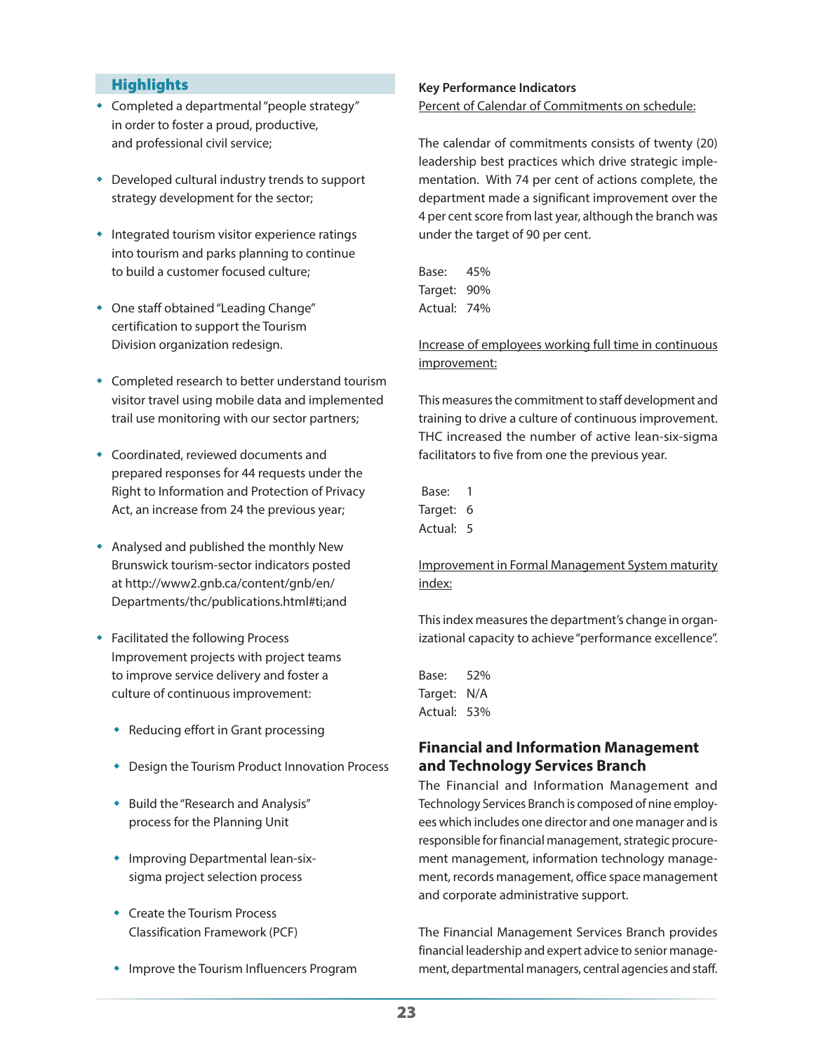## Highlights

- Completed a departmental "people strategy" in order to foster a proud, productive, and professional civil service;
- Developed cultural industry trends to support strategy development for the sector;
- Integrated tourism visitor experience ratings into tourism and parks planning to continue to build a customer focused culture;
- One staff obtained "Leading Change" certification to support the Tourism Division organization redesign.
- Completed research to better understand tourism visitor travel using mobile data and implemented trail use monitoring with our sector partners;
- Coordinated, reviewed documents and prepared responses for 44 requests under the Right to Information and Protection of Privacy Act, an increase from 24 the previous year;
- Analysed and published the monthly New Brunswick tourism-sector indicators posted at http://www2.gnb.ca/content/gnb/en/Departments/thc/publications.html#ti;and
- Facilitated the following Process Improvement projects with project teams to improve service delivery and foster a culture of continuous improvement:
  - Reducing effort in Grant processing
  - Design the Tourism Product Innovation Process
  - Build the "Research and Analysis" process for the Planning Unit
  - Improving Departmental lean-six-sigma project selection process
  - Create the Tourism Process Classification Framework (PCF)
  - Improve the Tourism Influencers Program

**Key Performance Indicators**

Percent of Calendar of Commitments on schedule:

The calendar of commitments consists of twenty (20) leadership best practices which drive strategic implementation. With 74 per cent of actions complete, the department made a significant improvement over the 4 per cent score from last year, although the branch was under the target of 90 per cent.

Base: 45%
Target: 90%
Actual: 74%

Increase of employees working full time in continuous improvement:

This measures the commitment to staff development and training to drive a culture of continuous improvement. THC increased the number of active lean-six-sigma facilitators to five from one the previous year.

Base: 1
Target: 6
Actual: 5

Improvement in Formal Management System maturity index:

This index measures the department's change in organizational capacity to achieve "performance excellence".

Base: 52%
Target: N/A
Actual: 53%

### Financial and Information Management and Technology Services Branch

The Financial and Information Management and Technology Services Branch is composed of nine employees which includes one director and one manager and is responsible for financial management, strategic procurement management, information technology management, records management, office space management and corporate administrative support.

The Financial Management Services Branch provides financial leadership and expert advice to senior management, departmental managers, central agencies and staff.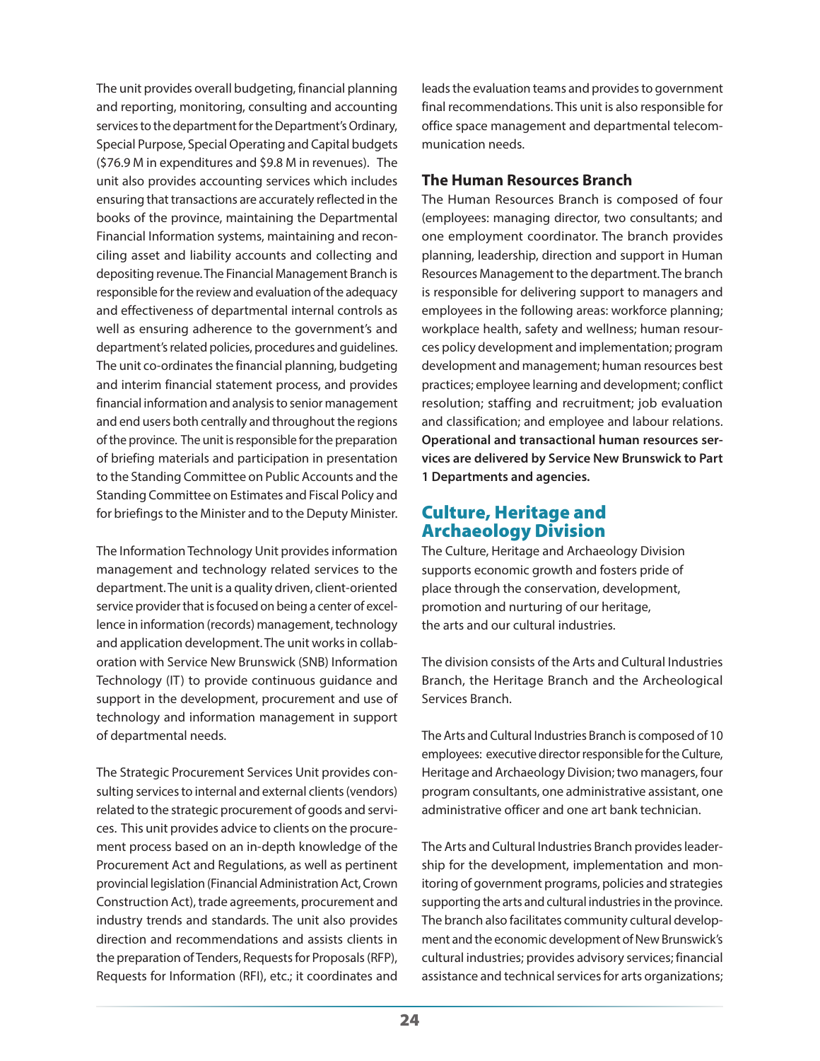The unit provides overall budgeting, financial planning and reporting, monitoring, consulting and accounting services to the department for the Department's Ordinary, Special Purpose, Special Operating and Capital budgets ($76.9 M in expenditures and $9.8 M in revenues). The unit also provides accounting services which includes ensuring that transactions are accurately reflected in the books of the province, maintaining the Departmental Financial Information systems, maintaining and reconciling asset and liability accounts and collecting and depositing revenue. The Financial Management Branch is responsible for the review and evaluation of the adequacy and effectiveness of departmental internal controls as well as ensuring adherence to the government's and department's related policies, procedures and guidelines. The unit co-ordinates the financial planning, budgeting and interim financial statement process, and provides financial information and analysis to senior management and end users both centrally and throughout the regions of the province. The unit is responsible for the preparation of briefing materials and participation in presentation to the Standing Committee on Public Accounts and the Standing Committee on Estimates and Fiscal Policy and for briefings to the Minister and to the Deputy Minister.

The Information Technology Unit provides information management and technology related services to the department. The unit is a quality driven, client-oriented service provider that is focused on being a center of excellence in information (records) management, technology and application development. The unit works in collaboration with Service New Brunswick (SNB) Information Technology (IT) to provide continuous guidance and support in the development, procurement and use of technology and information management in support of departmental needs.

The Strategic Procurement Services Unit provides consulting services to internal and external clients (vendors) related to the strategic procurement of goods and services. This unit provides advice to clients on the procurement process based on an in-depth knowledge of the Procurement Act and Regulations, as well as pertinent provincial legislation (Financial Administration Act, Crown Construction Act), trade agreements, procurement and industry trends and standards. The unit also provides direction and recommendations and assists clients in the preparation of Tenders, Requests for Proposals (RFP), Requests for Information (RFI), etc.; it coordinates and leads the evaluation teams and provides to government final recommendations. This unit is also responsible for office space management and departmental telecommunication needs.

### The Human Resources Branch

The Human Resources Branch is composed of four (employees: managing director, two consultants; and one employment coordinator. The branch provides planning, leadership, direction and support in Human Resources Management to the department. The branch is responsible for delivering support to managers and employees in the following areas: workforce planning; workplace health, safety and wellness; human resources policy development and implementation; program development and management; human resources best practices; employee learning and development; conflict resolution; staffing and recruitment; job evaluation and classification; and employee and labour relations. **Operational and transactional human resources services are delivered by Service New Brunswick to Part 1 Departments and agencies.**

## Culture, Heritage and Archaeology Division

The Culture, Heritage and Archaeology Division supports economic growth and fosters pride of place through the conservation, development, promotion and nurturing of our heritage, the arts and our cultural industries.

The division consists of the Arts and Cultural Industries Branch, the Heritage Branch and the Archeological Services Branch.

The Arts and Cultural Industries Branch is composed of 10 employees: executive director responsible for the Culture, Heritage and Archaeology Division; two managers, four program consultants, one administrative assistant, one administrative officer and one art bank technician.

The Arts and Cultural Industries Branch provides leadership for the development, implementation and monitoring of government programs, policies and strategies supporting the arts and cultural industries in the province. The branch also facilitates community cultural development and the economic development of New Brunswick's cultural industries; provides advisory services; financial assistance and technical services for arts organizations;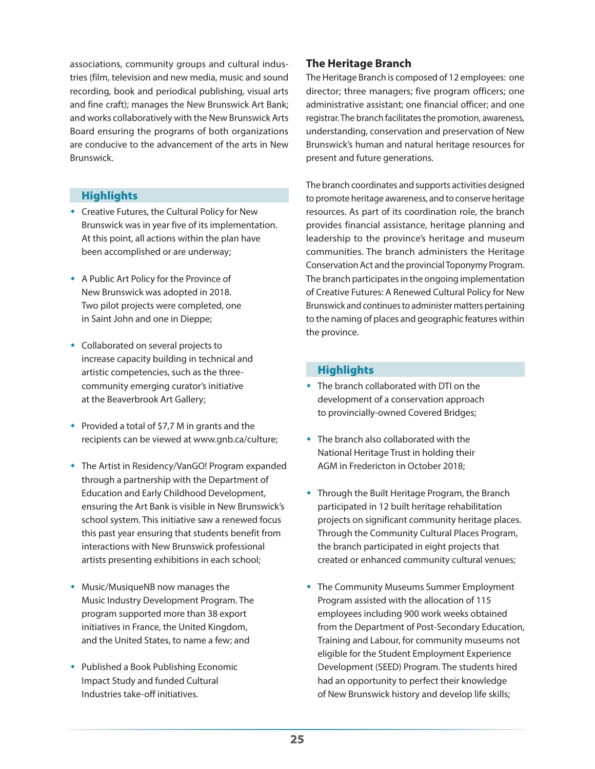associations, community groups and cultural industries (film, television and new media, music and sound recording, book and periodical publishing, visual arts and fine craft); manages the New Brunswick Art Bank; and works collaboratively with the New Brunswick Arts Board ensuring the programs of both organizations are conducive to the advancement of the arts in New Brunswick.

### Highlights

- Creative Futures, the Cultural Policy for New Brunswick was in year five of its implementation. At this point, all actions within the plan have been accomplished or are underway;
- A Public Art Policy for the Province of New Brunswick was adopted in 2018. Two pilot projects were completed, one in Saint John and one in Dieppe;
- Collaborated on several projects to increase capacity building in technical and artistic competencies, such as the three-community emerging curator's initiative at the Beaverbrook Art Gallery;
- Provided a total of $7,7 M in grants and the recipients can be viewed at www.gnb.ca/culture;
- The Artist in Residency/VanGO! Program expanded through a partnership with the Department of Education and Early Childhood Development, ensuring the Art Bank is visible in New Brunswick's school system. This initiative saw a renewed focus this past year ensuring that students benefit from interactions with New Brunswick professional artists presenting exhibitions in each school;
- Music/MusiqueNB now manages the Music Industry Development Program. The program supported more than 38 export initiatives in France, the United Kingdom, and the United States, to name a few; and
- Published a Book Publishing Economic Impact Study and funded Cultural Industries take-off initiatives.

## The Heritage Branch

The Heritage Branch is composed of 12 employees: one director; three managers; five program officers; one administrative assistant; one financial officer; and one registrar. The branch facilitates the promotion, awareness, understanding, conservation and preservation of New Brunswick's human and natural heritage resources for present and future generations.

The branch coordinates and supports activities designed to promote heritage awareness, and to conserve heritage resources. As part of its coordination role, the branch provides financial assistance, heritage planning and leadership to the province's heritage and museum communities. The branch administers the Heritage Conservation Act and the provincial Toponymy Program. The branch participates in the ongoing implementation of Creative Futures: A Renewed Cultural Policy for New Brunswick and continues to administer matters pertaining to the naming of places and geographic features within the province.

### Highlights

- The branch collaborated with DTI on the development of a conservation approach to provincially-owned Covered Bridges;
- The branch also collaborated with the National Heritage Trust in holding their AGM in Fredericton in October 2018;
- Through the Built Heritage Program, the Branch participated in 12 built heritage rehabilitation projects on significant community heritage places. Through the Community Cultural Places Program, the branch participated in eight projects that created or enhanced community cultural venues;
- The Community Museums Summer Employment Program assisted with the allocation of 115 employees including 900 work weeks obtained from the Department of Post-Secondary Education, Training and Labour, for community museums not eligible for the Student Employment Experience Development (SEED) Program. The students hired had an opportunity to perfect their knowledge of New Brunswick history and develop life skills;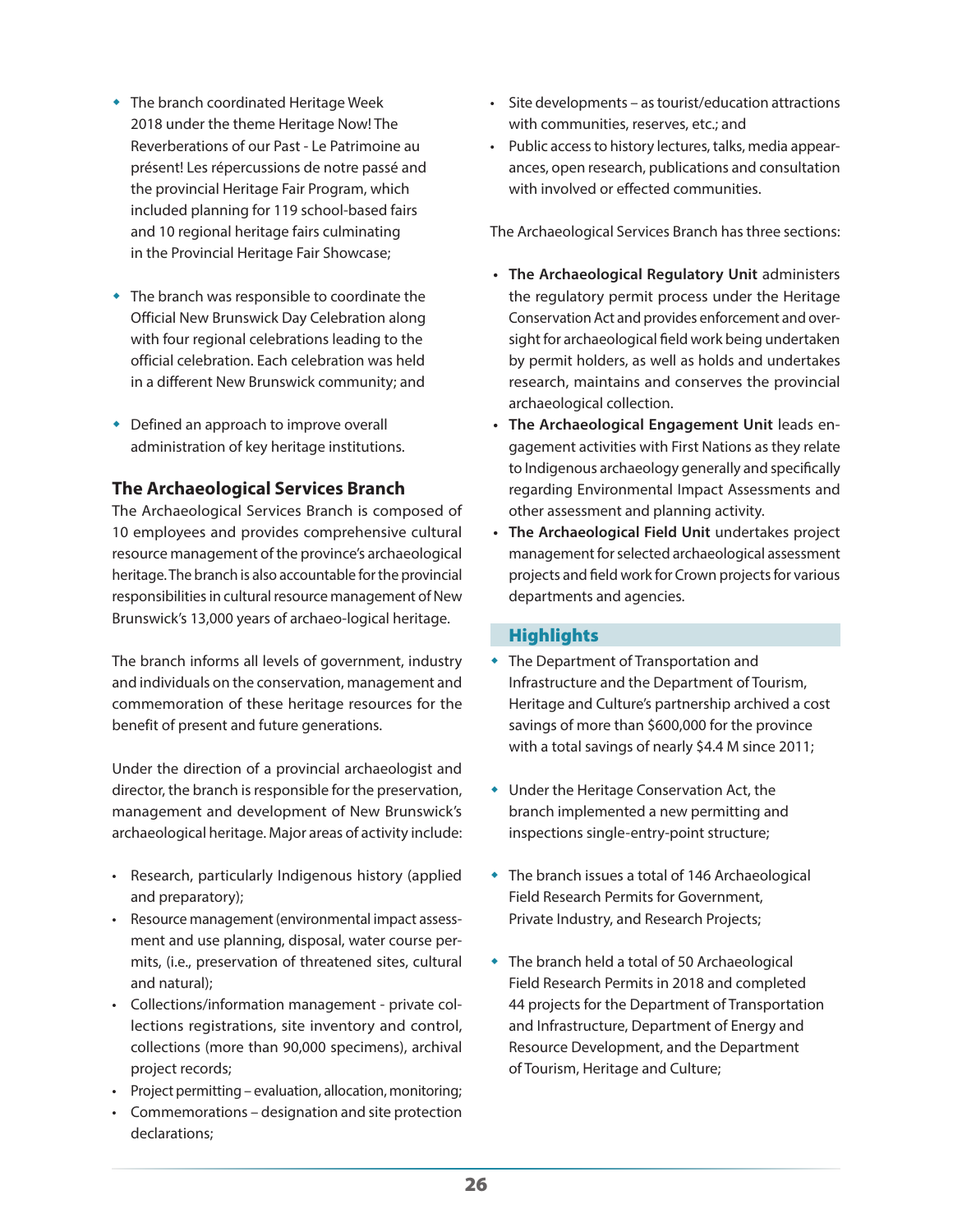- The branch coordinated Heritage Week 2018 under the theme Heritage Now! The Reverberations of our Past - Le Patrimoine au présent! Les répercussions de notre passé and the provincial Heritage Fair Program, which included planning for 119 school-based fairs and 10 regional heritage fairs culminating in the Provincial Heritage Fair Showcase;

- The branch was responsible to coordinate the Official New Brunswick Day Celebration along with four regional celebrations leading to the official celebration. Each celebration was held in a different New Brunswick community; and

- Defined an approach to improve overall administration of key heritage institutions.

### The Archaeological Services Branch

The Archaeological Services Branch is composed of 10 employees and provides comprehensive cultural resource management of the province's archaeological heritage. The branch is also accountable for the provincial responsibilities in cultural resource management of New Brunswick's 13,000 years of archaeo-logical heritage.

The branch informs all levels of government, industry and individuals on the conservation, management and commemoration of these heritage resources for the benefit of present and future generations.

Under the direction of a provincial archaeologist and director, the branch is responsible for the preservation, management and development of New Brunswick's archaeological heritage. Major areas of activity include:

- Research, particularly Indigenous history (applied and preparatory);
- Resource management (environmental impact assessment and use planning, disposal, water course permits, (i.e., preservation of threatened sites, cultural and natural);
- Collections/information management - private collections registrations, site inventory and control, collections (more than 90,000 specimens), archival project records;
- Project permitting – evaluation, allocation, monitoring;
- Commemorations – designation and site protection declarations;
- Site developments – as tourist/education attractions with communities, reserves, etc.; and
- Public access to history lectures, talks, media appearances, open research, publications and consultation with involved or effected communities.

The Archaeological Services Branch has three sections:

- **The Archaeological Regulatory Unit** administers the regulatory permit process under the Heritage Conservation Act and provides enforcement and oversight for archaeological field work being undertaken by permit holders, as well as holds and undertakes research, maintains and conserves the provincial archaeological collection.
- **The Archaeological Engagement Unit** leads engagement activities with First Nations as they relate to Indigenous archaeology generally and specifically regarding Environmental Impact Assessments and other assessment and planning activity.
- **The Archaeological Field Unit** undertakes project management for selected archaeological assessment projects and field work for Crown projects for various departments and agencies.

#### Highlights

- The Department of Transportation and Infrastructure and the Department of Tourism, Heritage and Culture's partnership archived a cost savings of more than $600,000 for the province with a total savings of nearly $4.4 M since 2011;

- Under the Heritage Conservation Act, the branch implemented a new permitting and inspections single-entry-point structure;

- The branch issues a total of 146 Archaeological Field Research Permits for Government, Private Industry, and Research Projects;

- The branch held a total of 50 Archaeological Field Research Permits in 2018 and completed 44 projects for the Department of Transportation and Infrastructure, Department of Energy and Resource Development, and the Department of Tourism, Heritage and Culture;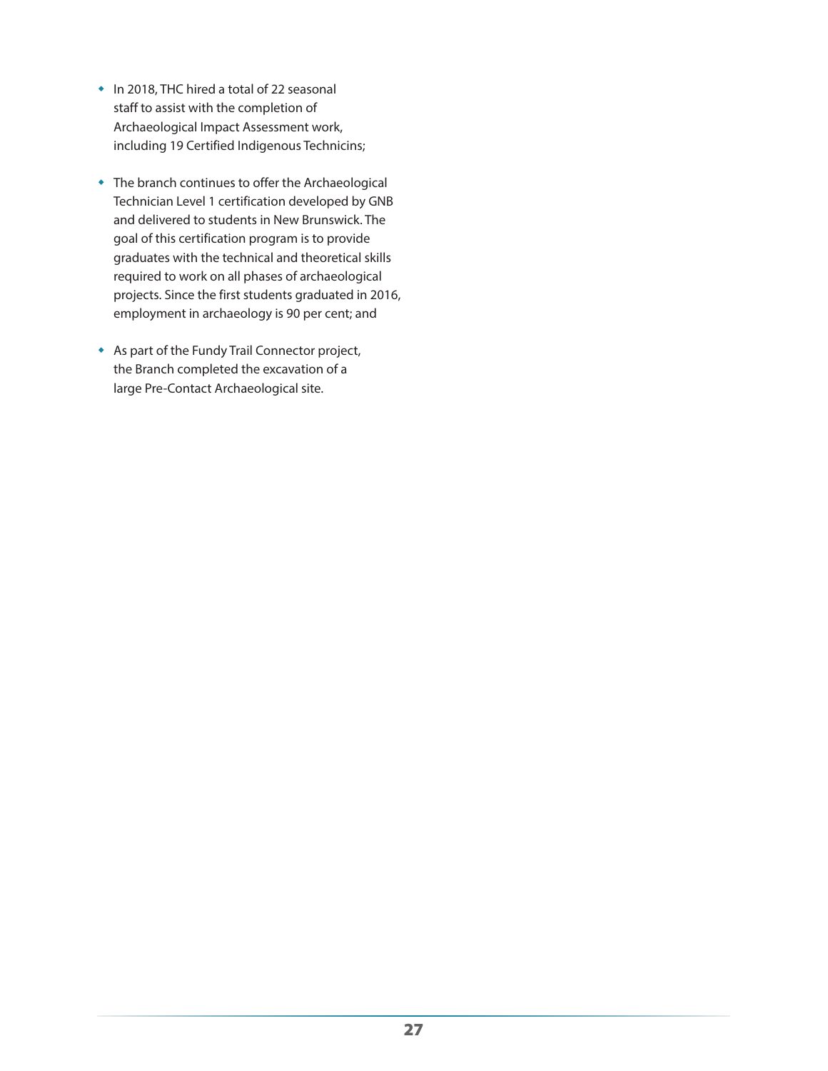- In 2018, THC hired a total of 22 seasonal staff to assist with the completion of Archaeological Impact Assessment work, including 19 Certified Indigenous Technicins;

- The branch continues to offer the Archaeological Technician Level 1 certification developed by GNB and delivered to students in New Brunswick. The goal of this certification program is to provide graduates with the technical and theoretical skills required to work on all phases of archaeological projects. Since the first students graduated in 2016, employment in archaeology is 90 per cent; and

- As part of the Fundy Trail Connector project, the Branch completed the excavation of a large Pre-Contact Archaeological site.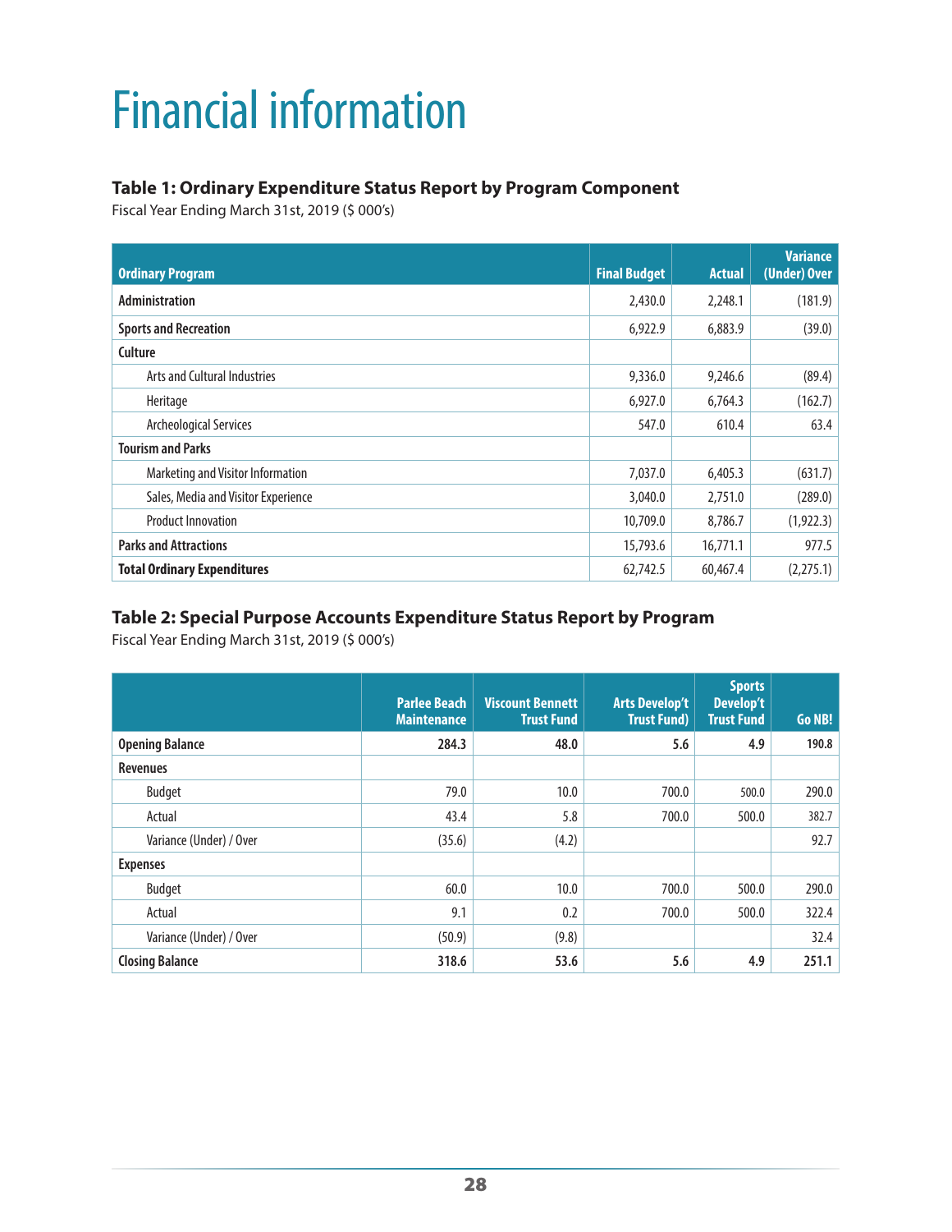# Financial information

### Table 1: Ordinary Expenditure Status Report by Program Component

Fiscal Year Ending March 31st, 2019 ($ 000's)

| Ordinary Program | Final Budget | Actual | Variance (Under) Over |
|---|---|---|---|
| **Administration** | 2,430.0 | 2,248.1 | (181.9) |
| **Sports and Recreation** | 6,922.9 | 6,883.9 | (39.0) |
| **Culture** | | | |
| Arts and Cultural Industries | 9,336.0 | 9,246.6 | (89.4) |
| Heritage | 6,927.0 | 6,764.3 | (162.7) |
| Archeological Services | 547.0 | 610.4 | 63.4 |
| **Tourism and Parks** | | | |
| Marketing and Visitor Information | 7,037.0 | 6,405.3 | (631.7) |
| Sales, Media and Visitor Experience | 3,040.0 | 2,751.0 | (289.0) |
| Product Innovation | 10,709.0 | 8,786.7 | (1,922.3) |
| **Parks and Attractions** | 15,793.6 | 16,771.1 | 977.5 |
| **Total Ordinary Expenditures** | 62,742.5 | 60,467.4 | (2,275.1) |

### Table 2: Special Purpose Accounts Expenditure Status Report by Program

Fiscal Year Ending March 31st, 2019 ($ 000's)

| | Parlee Beach Maintenance | Viscount Bennett Trust Fund | Arts Develop't Trust Fund) | Sports Develop't Trust Fund | Go NB! |
|---|---|---|---|---|---|
| **Opening Balance** | **284.3** | **48.0** | **5.6** | **4.9** | **190.8** |
| **Revenues** | | | | | |
| Budget | 79.0 | 10.0 | 700.0 | 500.0 | 290.0 |
| Actual | 43.4 | 5.8 | 700.0 | 500.0 | 382.7 |
| Variance (Under) / Over | (35.6) | (4.2) | | | 92.7 |
| **Expenses** | | | | | |
| Budget | 60.0 | 10.0 | 700.0 | 500.0 | 290.0 |
| Actual | 9.1 | 0.2 | 700.0 | 500.0 | 322.4 |
| Variance (Under) / Over | (50.9) | (9.8) | | | 32.4 |
| **Closing Balance** | **318.6** | **53.6** | **5.6** | **4.9** | **251.1** |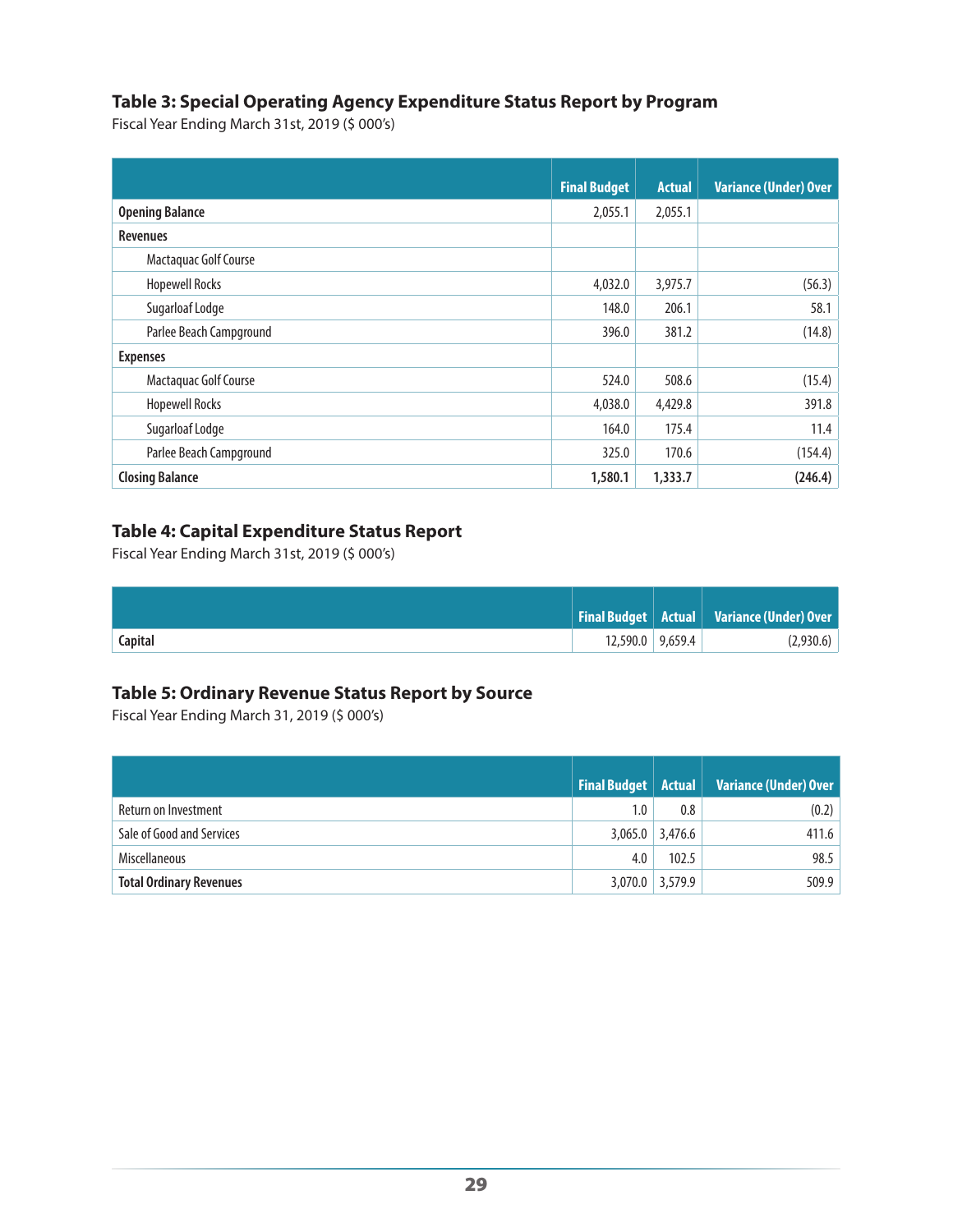### Table 3: Special Operating Agency Expenditure Status Report by Program

Fiscal Year Ending March 31st, 2019 ($ 000's)

| | Final Budget | Actual | Variance (Under) Over |
|---|---|---|---|
| **Opening Balance** | 2,055.1 | 2,055.1 | |
| **Revenues** | | | |
| Mactaquac Golf Course | | | |
| Hopewell Rocks | 4,032.0 | 3,975.7 | (56.3) |
| Sugarloaf Lodge | 148.0 | 206.1 | 58.1 |
| Parlee Beach Campground | 396.0 | 381.2 | (14.8) |
| **Expenses** | | | |
| Mactaquac Golf Course | 524.0 | 508.6 | (15.4) |
| Hopewell Rocks | 4,038.0 | 4,429.8 | 391.8 |
| Sugarloaf Lodge | 164.0 | 175.4 | 11.4 |
| Parlee Beach Campground | 325.0 | 170.6 | (154.4) |
| **Closing Balance** | **1,580.1** | **1,333.7** | **(246.4)** |

### Table 4: Capital Expenditure Status Report

Fiscal Year Ending March 31st, 2019 ($ 000's)

| | Final Budget | Actual | Variance (Under) Over |
|---|---|---|---|
| **Capital** | 12,590.0 | 9,659.4 | (2,930.6) |

### Table 5: Ordinary Revenue Status Report by Source

Fiscal Year Ending March 31, 2019 ($ 000's)

| | Final Budget | Actual | Variance (Under) Over |
|---|---|---|---|
| Return on Investment | 1.0 | 0.8 | (0.2) |
| Sale of Good and Services | 3,065.0 | 3,476.6 | 411.6 |
| Miscellaneous | 4.0 | 102.5 | 98.5 |
| **Total Ordinary Revenues** | 3,070.0 | 3,579.9 | 509.9 |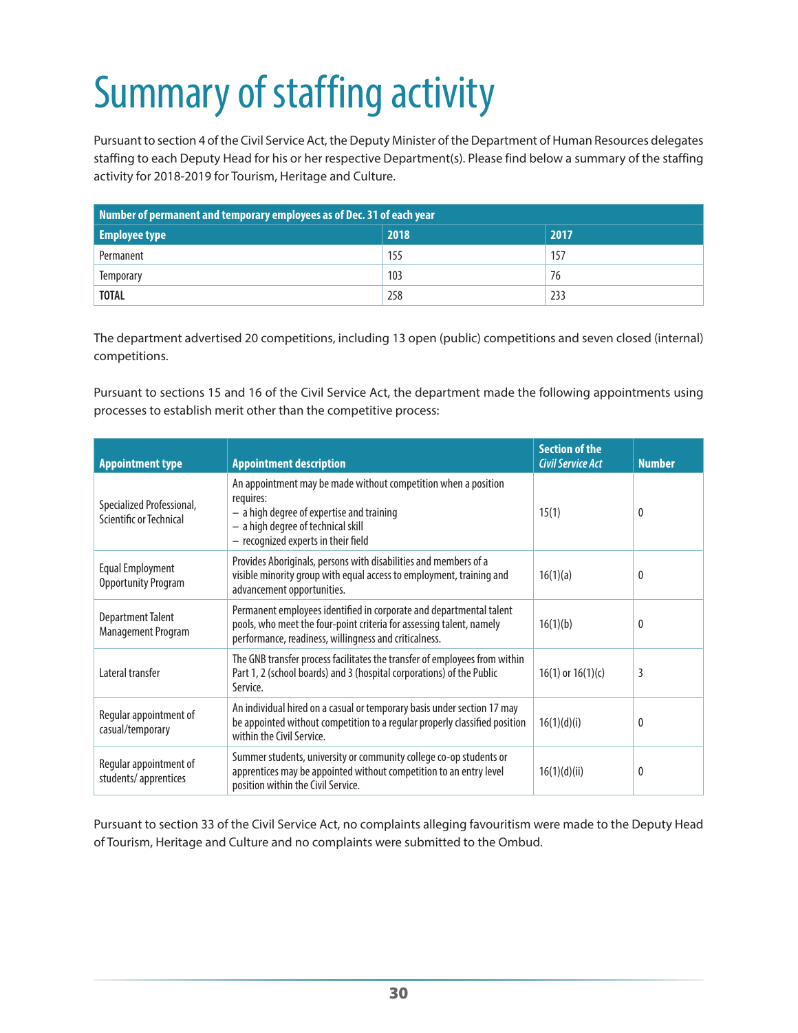# Summary of staffing activity

Pursuant to section 4 of the Civil Service Act, the Deputy Minister of the Department of Human Resources delegates staffing to each Deputy Head for his or her respective Department(s). Please find below a summary of the staffing activity for 2018-2019 for Tourism, Heritage and Culture.

| Number of permanent and temporary employees as of Dec. 31 of each year | | |
|---|---|---|
| **Employee type** | **2018** | **2017** |
| Permanent | 155 | 157 |
| Temporary | 103 | 76 |
| **TOTAL** | 258 | 233 |

The department advertised 20 competitions, including 13 open (public) competitions and seven closed (internal) competitions.

Pursuant to sections 15 and 16 of the Civil Service Act, the department made the following appointments using processes to establish merit other than the competitive process:

| Appointment type | Appointment description | Section of the *Civil Service Act* | Number |
|---|---|---|---|
| Specialized Professional, Scientific or Technical | An appointment may be made without competition when a position requires:<br>– a high degree of expertise and training<br>– a high degree of technical skill<br>– recognized experts in their field | 15(1) | 0 |
| Equal Employment Opportunity Program | Provides Aboriginals, persons with disabilities and members of a visible minority group with equal access to employment, training and advancement opportunities. | 16(1)(a) | 0 |
| Department Talent Management Program | Permanent employees identified in corporate and departmental talent pools, who meet the four-point criteria for assessing talent, namely performance, readiness, willingness and criticalness. | 16(1)(b) | 0 |
| Lateral transfer | The GNB transfer process facilitates the transfer of employees from within Part 1, 2 (school boards) and 3 (hospital corporations) of the Public Service. | 16(1) or 16(1)(c) | 3 |
| Regular appointment of casual/temporary | An individual hired on a casual or temporary basis under section 17 may be appointed without competition to a regular properly classified position within the Civil Service. | 16(1)(d)(i) | 0 |
| Regular appointment of students/ apprentices | Summer students, university or community college co-op students or apprentices may be appointed without competition to an entry level position within the Civil Service. | 16(1)(d)(ii) | 0 |

Pursuant to section 33 of the Civil Service Act, no complaints alleging favouritism were made to the Deputy Head of Tourism, Heritage and Culture and no complaints were submitted to the Ombud.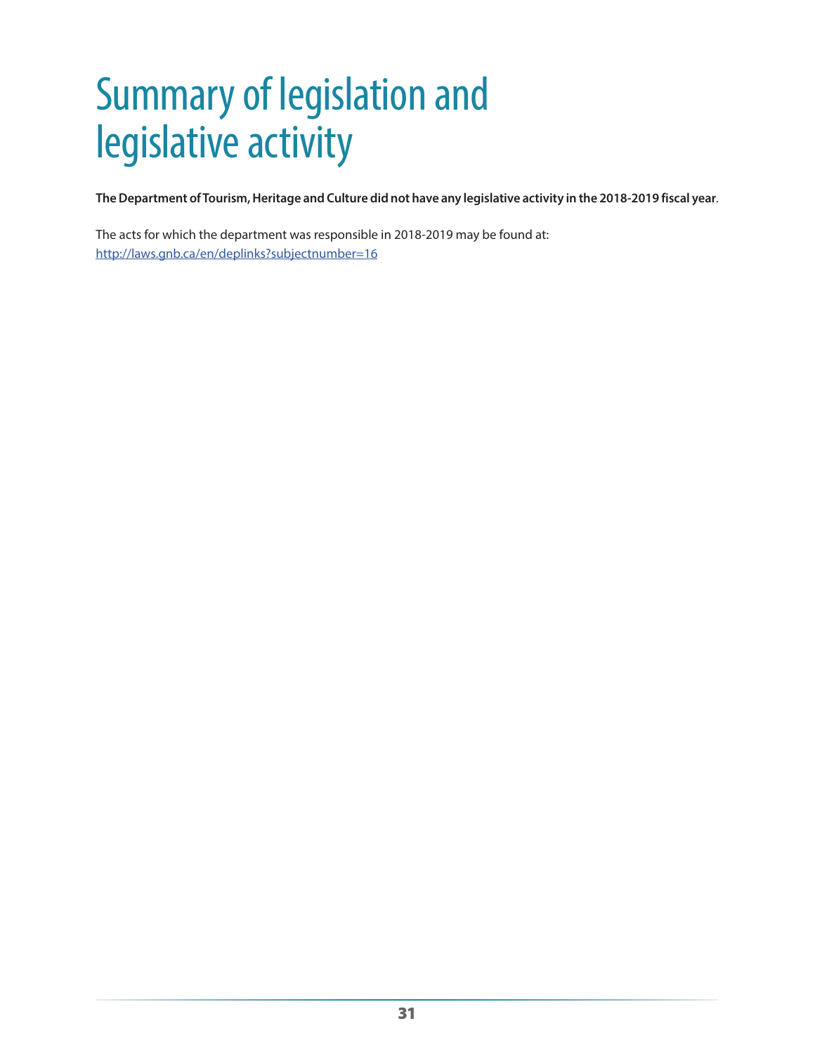# Summary of legislation and legislative activity

**The Department of Tourism, Heritage and Culture did not have any legislative activity in the 2018-2019 fiscal year**.

The acts for which the department was responsible in 2018-2019 may be found at:
[http://laws.gnb.ca/en/deplinks?subjectnumber=16](http://laws.gnb.ca/en/deplinks?subjectnumber=16)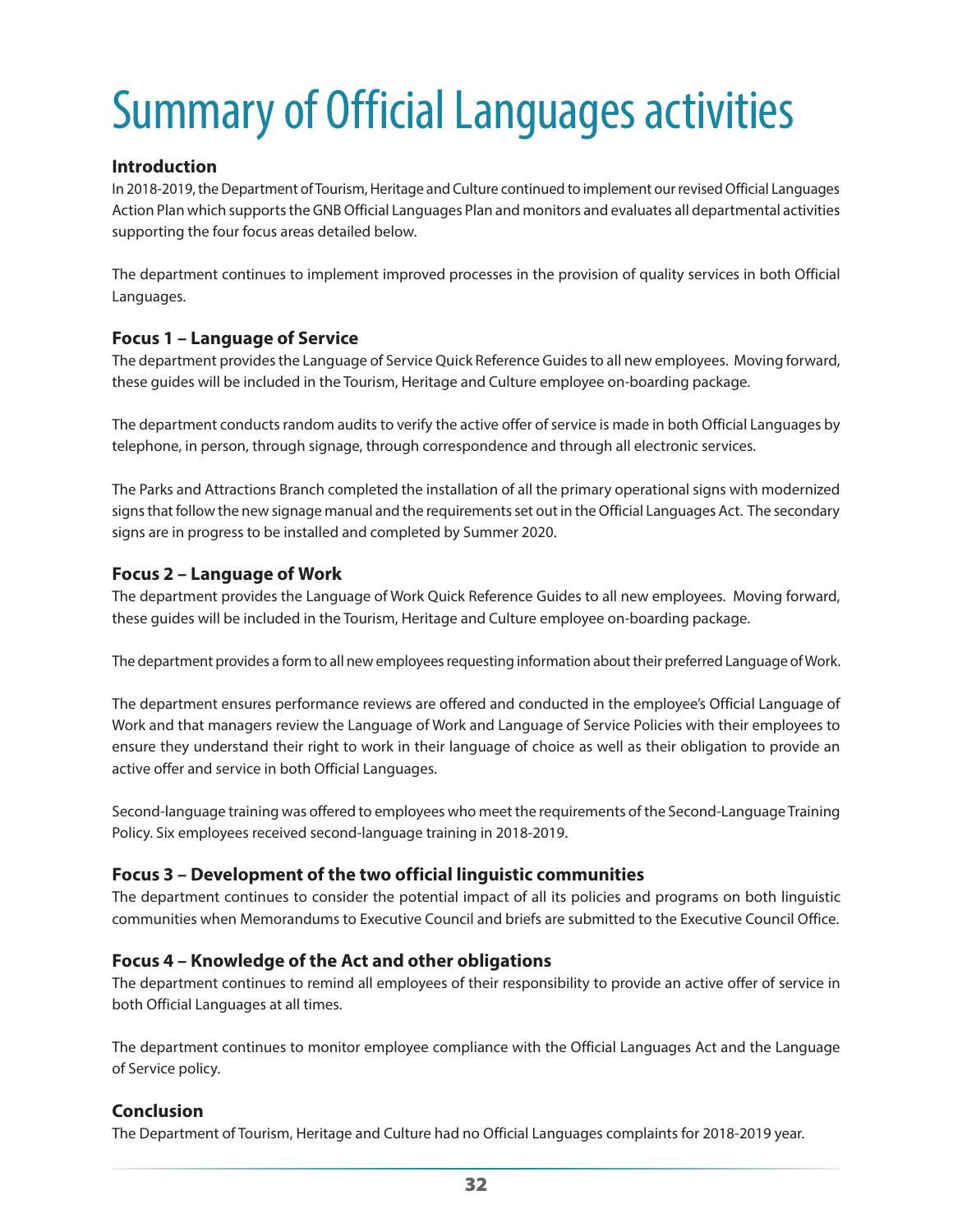# Summary of Official Languages activities

## Introduction

In 2018-2019, the Department of Tourism, Heritage and Culture continued to implement our revised Official Languages Action Plan which supports the GNB Official Languages Plan and monitors and evaluates all departmental activities supporting the four focus areas detailed below.

The department continues to implement improved processes in the provision of quality services in both Official Languages.

## Focus 1 – Language of Service

The department provides the Language of Service Quick Reference Guides to all new employees. Moving forward, these guides will be included in the Tourism, Heritage and Culture employee on-boarding package.

The department conducts random audits to verify the active offer of service is made in both Official Languages by telephone, in person, through signage, through correspondence and through all electronic services.

The Parks and Attractions Branch completed the installation of all the primary operational signs with modernized signs that follow the new signage manual and the requirements set out in the Official Languages Act. The secondary signs are in progress to be installed and completed by Summer 2020.

## Focus 2 – Language of Work

The department provides the Language of Work Quick Reference Guides to all new employees. Moving forward, these guides will be included in the Tourism, Heritage and Culture employee on-boarding package.

The department provides a form to all new employees requesting information about their preferred Language of Work.

The department ensures performance reviews are offered and conducted in the employee's Official Language of Work and that managers review the Language of Work and Language of Service Policies with their employees to ensure they understand their right to work in their language of choice as well as their obligation to provide an active offer and service in both Official Languages.

Second-language training was offered to employees who meet the requirements of the Second-Language Training Policy. Six employees received second-language training in 2018-2019.

## Focus 3 – Development of the two official linguistic communities

The department continues to consider the potential impact of all its policies and programs on both linguistic communities when Memorandums to Executive Council and briefs are submitted to the Executive Council Office.

## Focus 4 – Knowledge of the Act and other obligations

The department continues to remind all employees of their responsibility to provide an active offer of service in both Official Languages at all times.

The department continues to monitor employee compliance with the Official Languages Act and the Language of Service policy.

## Conclusion

The Department of Tourism, Heritage and Culture had no Official Languages complaints for 2018-2019 year.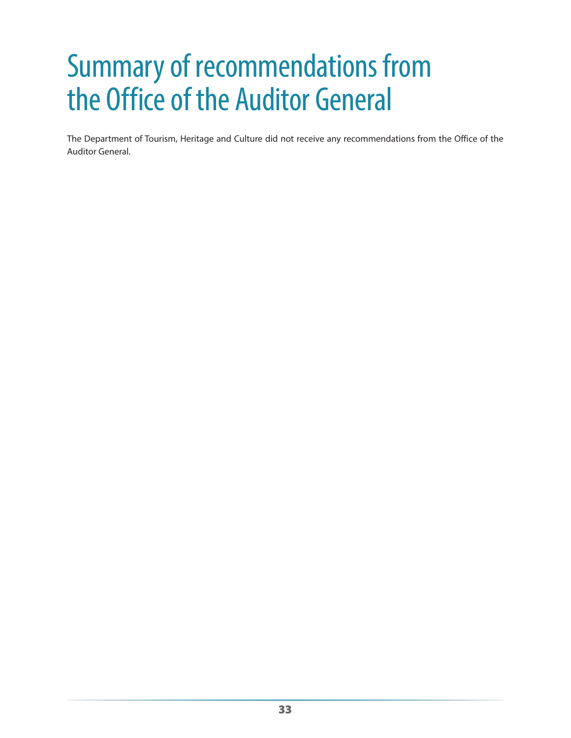# Summary of recommendations from the Office of the Auditor General

The Department of Tourism, Heritage and Culture did not receive any recommendations from the Office of the Auditor General.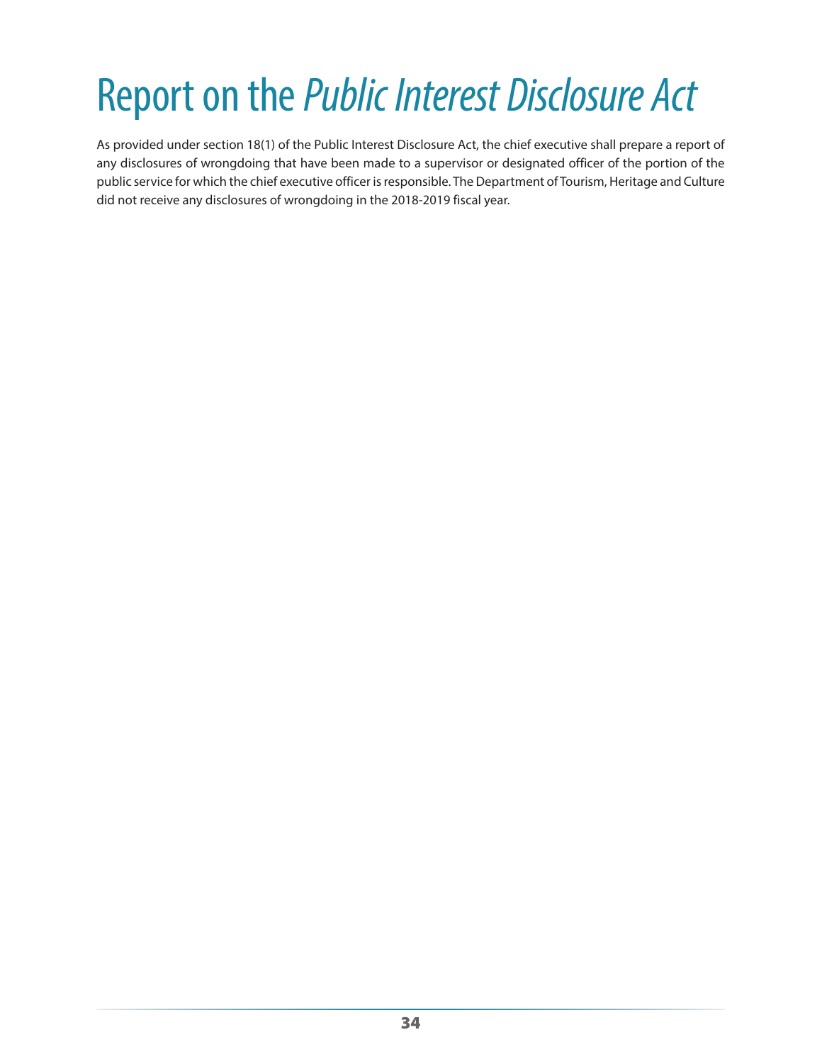# Report on the *Public Interest Disclosure Act*

As provided under section 18(1) of the Public Interest Disclosure Act, the chief executive shall prepare a report of any disclosures of wrongdoing that have been made to a supervisor or designated officer of the portion of the public service for which the chief executive officer is responsible. The Department of Tourism, Heritage and Culture did not receive any disclosures of wrongdoing in the 2018-2019 fiscal year.